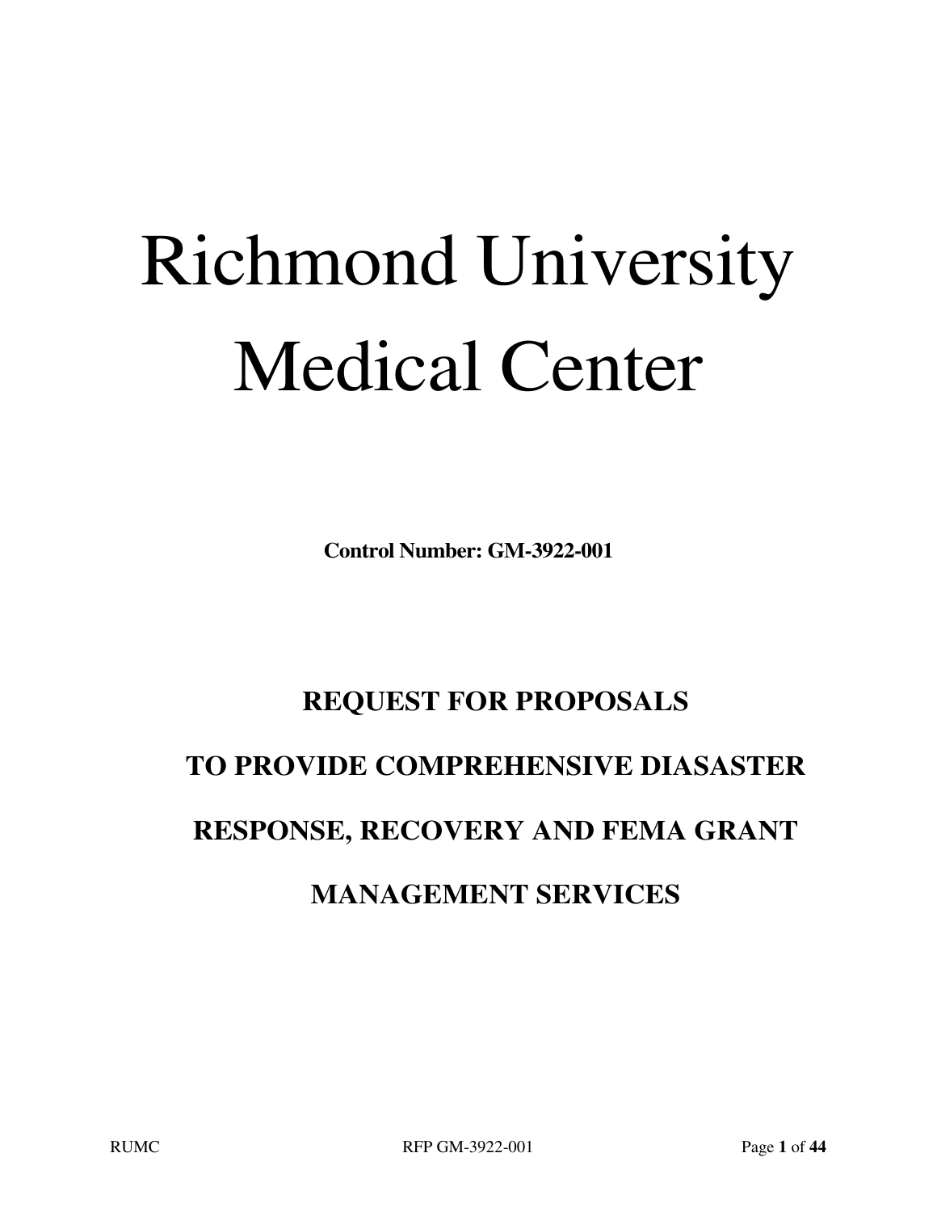# Richmond University Medical Center

**Control Number: GM-3922-001**

## REQUEST FOR PROPOSALS

## TO PROVIDE COMPREHENSIVE DIASASTER RESPONSE, RECOVERY AND FEMA GRANT MANAGEMENT SERVICES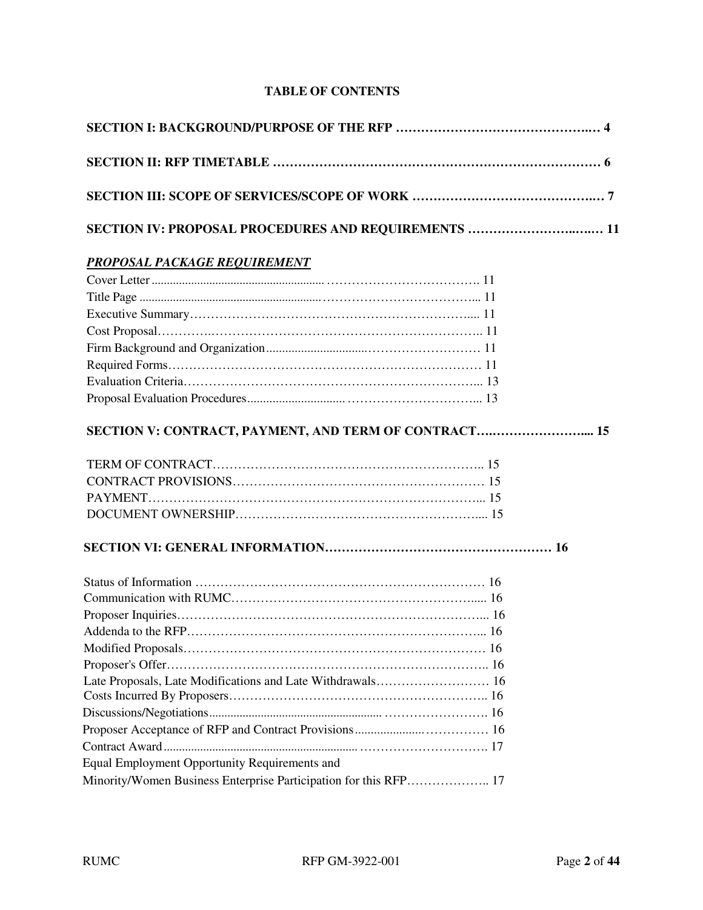**TABLE OF CONTENTS**

**SECTION I: BACKGROUND/PURPOSE OF THE RFP ……………………………………….… 4**

**SECTION II: RFP TIMETABLE …………………………………………………………………… 6**

**SECTION III: SCOPE OF SERVICES/SCOPE OF WORK …………………………………….… 7**

**SECTION IV: PROPOSAL PROCEDURES AND REQUIREMENTS ……………………..….… 11**

***PROPOSAL PACKAGE REQUIREMENT***

Cover Letter ........................................................ ………………………………. 11
Title Page ........................................................... ……………………………... 11
Executive Summary……………………………………………………………..... 11
Cost Proposal……….……………………………………………………………... 11
Firm Background and Organization.............................……………………… 11
Required Forms………………………………………………………………… 11
Evaluation Criteria…………………………………………………………….... 13
Proposal Evaluation Procedures.............................. …………………………... 13

**SECTION V: CONTRACT, PAYMENT, AND TERM OF CONTRACT….…………………..... 15**

TERM OF CONTRACT……………………………………………………….. 15
CONTRACT PROVISIONS…………………………………………………… 15
PAYMENT……………………………………………………………………... 15
DOCUMENT OWNERSHIP………………………………………………….... 15

**SECTION VI: GENERAL INFORMATION……………………………………………… 16**

Status of Information …………………………………………………………… 16
Communication with RUMC………………………………………………….... 16
Proposer Inquiries………………………………………………………………... 16
Addenda to the RFP……………………………………………………………... 16
Modified Proposals……………………………………………………………… 16
Proposer's Offer…………………………………………………………………... 16
Late Proposals, Late Modifications and Late Withdrawals……………………… 16
Costs Incurred By Proposers……………………………………………………... 16
Discussions/Negotiations........................................................ ……………………. 16
Proposer Acceptance of RFP and Contract Provisions.....................…………… 16
Contract Award.............................................................. …………………………. 17
Equal Employment Opportunity Requirements and
Minority/Women Business Enterprise Participation for this RFP……………….. 17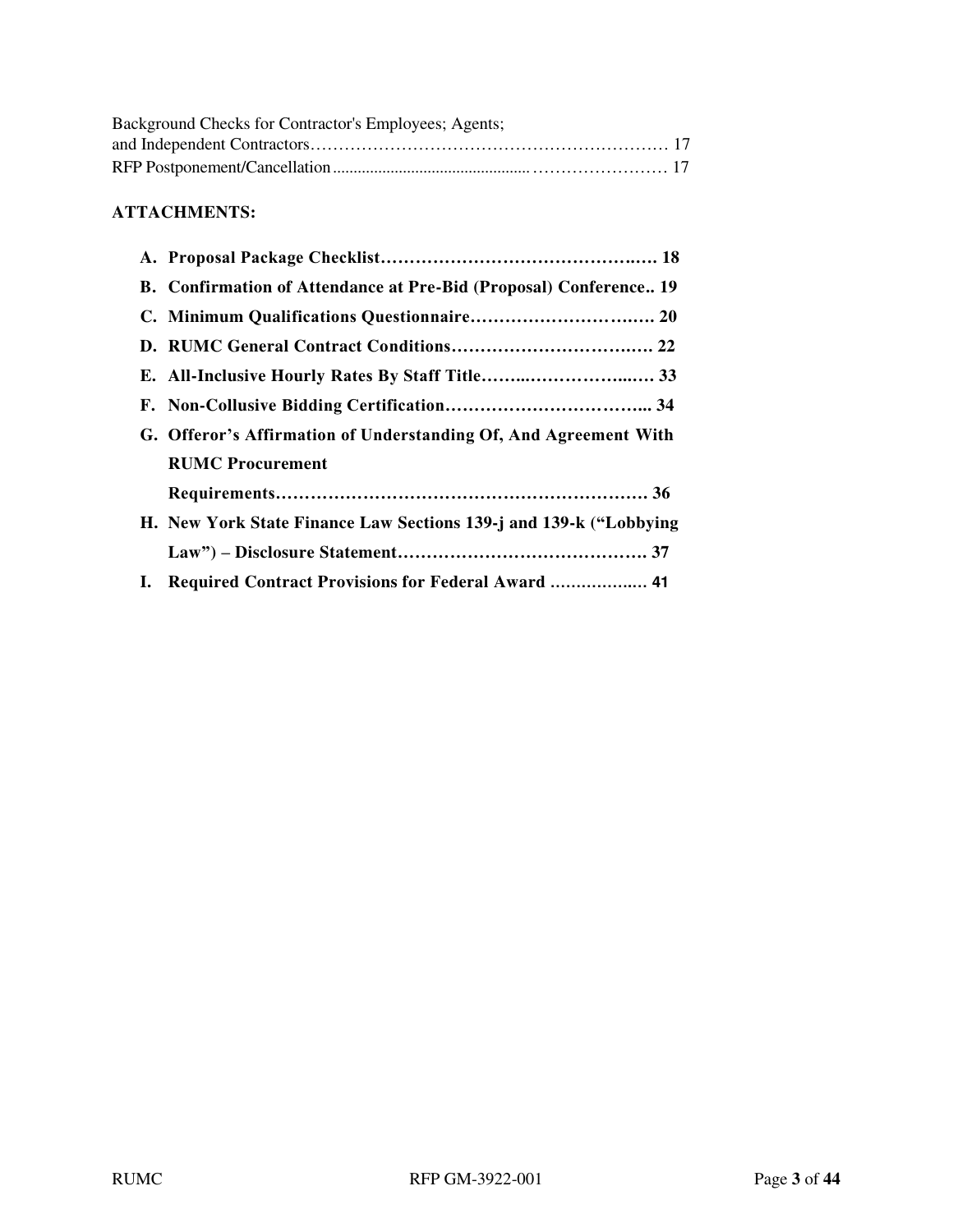Background Checks for Contractor's Employees; Agents; and Independent Contractors………………………………………………………… 17

RFP Postponement/Cancellation............................................... …………………… 17

**ATTACHMENTS:**

- **A. Proposal Package Checklist……………………………………..…. 18**
- **B. Confirmation of Attendance at Pre-Bid (Proposal) Conference.. 19**
- **C. Minimum Qualifications Questionnaire…………………………..…. 20**
- **D. RUMC General Contract Conditions…………………………….…. 22**
- **E. All-Inclusive Hourly Rates By Staff Title……..………………..…. 33**
- **F. Non-Collusive Bidding Certification……………………………... 34**
- **G. Offeror's Affirmation of Understanding Of, And Agreement With RUMC Procurement Requirements………………………………………………………. 36**
- **H. New York State Finance Law Sections 139-j and 139-k ("Lobbying Law") – Disclosure Statement……………………………………. 37**
- **I. Required Contract Provisions for Federal Award ……………..… 41**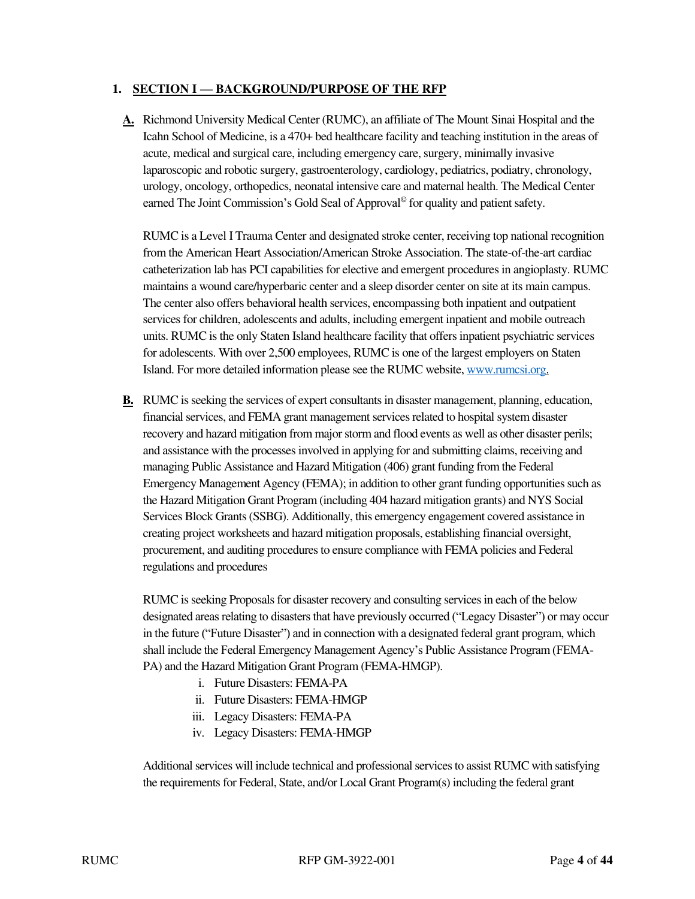## 1. SECTION I — BACKGROUND/PURPOSE OF THE RFP

**A.** Richmond University Medical Center (RUMC), an affiliate of The Mount Sinai Hospital and the Icahn School of Medicine, is a 470+ bed healthcare facility and teaching institution in the areas of acute, medical and surgical care, including emergency care, surgery, minimally invasive laparoscopic and robotic surgery, gastroenterology, cardiology, pediatrics, podiatry, chronology, urology, oncology, orthopedics, neonatal intensive care and maternal health. The Medical Center earned The Joint Commission's Gold Seal of Approval© for quality and patient safety.

RUMC is a Level I Trauma Center and designated stroke center, receiving top national recognition from the American Heart Association/American Stroke Association. The state-of-the-art cardiac catheterization lab has PCI capabilities for elective and emergent procedures in angioplasty. RUMC maintains a wound care/hyperbaric center and a sleep disorder center on site at its main campus. The center also offers behavioral health services, encompassing both inpatient and outpatient services for children, adolescents and adults, including emergent inpatient and mobile outreach units. RUMC is the only Staten Island healthcare facility that offers inpatient psychiatric services for adolescents. With over 2,500 employees, RUMC is one of the largest employers on Staten Island. For more detailed information please see the RUMC website, www.rumcsi.org.

**B.** RUMC is seeking the services of expert consultants in disaster management, planning, education, financial services, and FEMA grant management services related to hospital system disaster recovery and hazard mitigation from major storm and flood events as well as other disaster perils; and assistance with the processes involved in applying for and submitting claims, receiving and managing Public Assistance and Hazard Mitigation (406) grant funding from the Federal Emergency Management Agency (FEMA); in addition to other grant funding opportunities such as the Hazard Mitigation Grant Program (including 404 hazard mitigation grants) and NYS Social Services Block Grants (SSBG). Additionally, this emergency engagement covered assistance in creating project worksheets and hazard mitigation proposals, establishing financial oversight, procurement, and auditing procedures to ensure compliance with FEMA policies and Federal regulations and procedures

RUMC is seeking Proposals for disaster recovery and consulting services in each of the below designated areas relating to disasters that have previously occurred ("Legacy Disaster") or may occur in the future ("Future Disaster") and in connection with a designated federal grant program, which shall include the Federal Emergency Management Agency's Public Assistance Program (FEMA-PA) and the Hazard Mitigation Grant Program (FEMA-HMGP).

i. Future Disasters: FEMA-PA
ii. Future Disasters: FEMA-HMGP
iii. Legacy Disasters: FEMA-PA
iv. Legacy Disasters: FEMA-HMGP

Additional services will include technical and professional services to assist RUMC with satisfying the requirements for Federal, State, and/or Local Grant Program(s) including the federal grant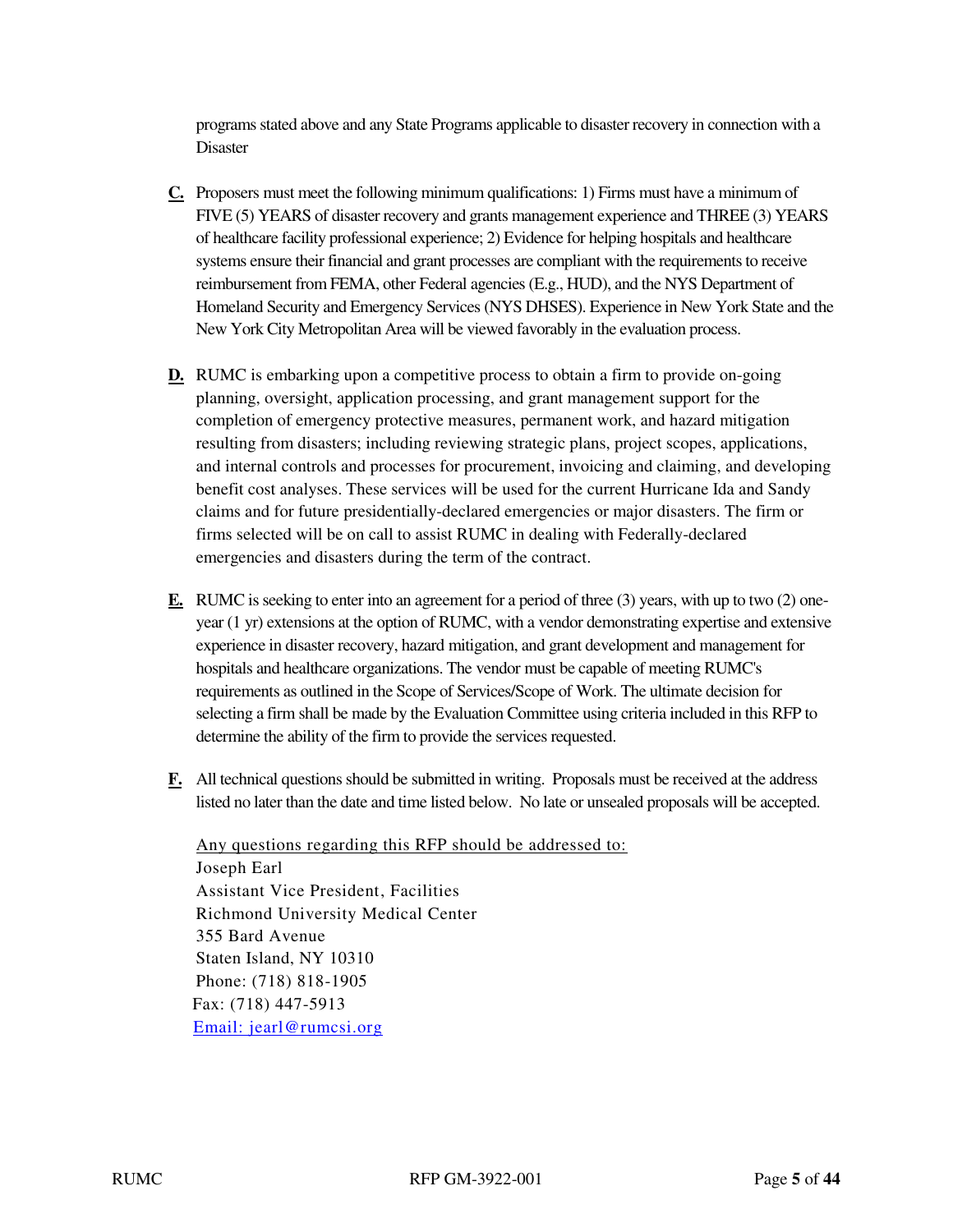programs stated above and any State Programs applicable to disaster recovery in connection with a Disaster

**C.** Proposers must meet the following minimum qualifications: 1) Firms must have a minimum of FIVE (5) YEARS of disaster recovery and grants management experience and THREE (3) YEARS of healthcare facility professional experience; 2) Evidence for helping hospitals and healthcare systems ensure their financial and grant processes are compliant with the requirements to receive reimbursement from FEMA, other Federal agencies (E.g., HUD), and the NYS Department of Homeland Security and Emergency Services (NYS DHSES). Experience in New York State and the New York City Metropolitan Area will be viewed favorably in the evaluation process.

**D.** RUMC is embarking upon a competitive process to obtain a firm to provide on-going planning, oversight, application processing, and grant management support for the completion of emergency protective measures, permanent work, and hazard mitigation resulting from disasters; including reviewing strategic plans, project scopes, applications, and internal controls and processes for procurement, invoicing and claiming, and developing benefit cost analyses. These services will be used for the current Hurricane Ida and Sandy claims and for future presidentially-declared emergencies or major disasters. The firm or firms selected will be on call to assist RUMC in dealing with Federally-declared emergencies and disasters during the term of the contract.

**E.** RUMC is seeking to enter into an agreement for a period of three (3) years, with up to two (2) one-year (1 yr) extensions at the option of RUMC, with a vendor demonstrating expertise and extensive experience in disaster recovery, hazard mitigation, and grant development and management for hospitals and healthcare organizations. The vendor must be capable of meeting RUMC's requirements as outlined in the Scope of Services/Scope of Work. The ultimate decision for selecting a firm shall be made by the Evaluation Committee using criteria included in this RFP to determine the ability of the firm to provide the services requested.

**F.** All technical questions should be submitted in writing. Proposals must be received at the address listed no later than the date and time listed below. No late or unsealed proposals will be accepted.

Any questions regarding this RFP should be addressed to:
Joseph Earl
Assistant Vice President, Facilities
Richmond University Medical Center
355 Bard Avenue
Staten Island, NY 10310
Phone: (718) 818-1905
Fax: (718) 447-5913
Email: jearl@rumcsi.org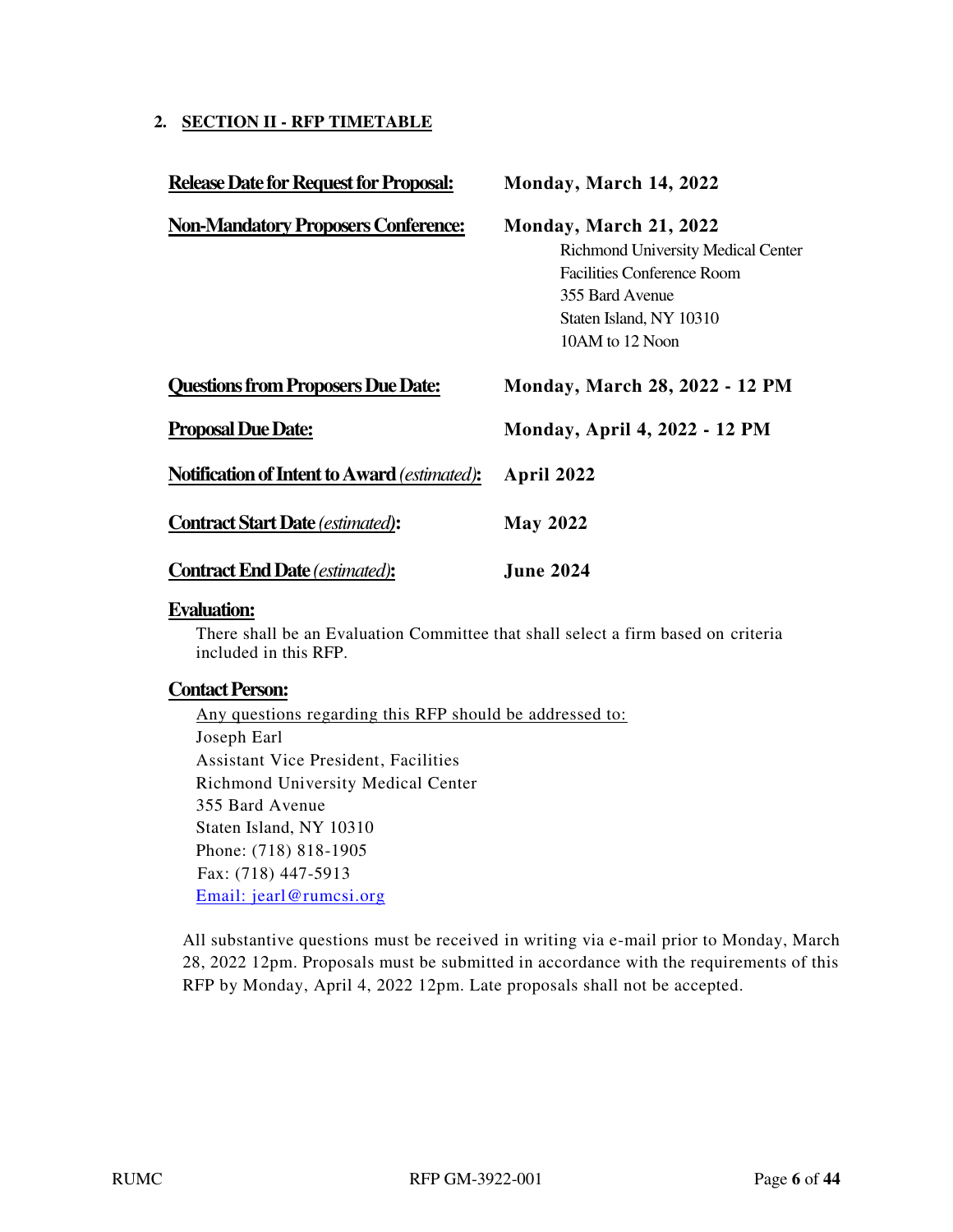## 2. SECTION II - RFP TIMETABLE

**Release Date for Request for Proposal:** **Monday, March 14, 2022**

**Non-Mandatory Proposers Conference:** **Monday, March 21, 2022**
Richmond University Medical Center
Facilities Conference Room
355 Bard Avenue
Staten Island, NY 10310
10AM to 12 Noon

**Questions from Proposers Due Date:** **Monday, March 28, 2022 - 12 PM**

**Proposal Due Date:** **Monday, April 4, 2022 - 12 PM**

**Notification of Intent to Award** *(estimated)***:** **April 2022**

**Contract Start Date** *(estimated)***:** **May 2022**

**Contract End Date** *(estimated)***:** **June 2024**

**Evaluation:**

There shall be an Evaluation Committee that shall select a firm based on criteria included in this RFP.

**Contact Person:**

Any questions regarding this RFP should be addressed to:
Joseph Earl
Assistant Vice President, Facilities
Richmond University Medical Center
355 Bard Avenue
Staten Island, NY 10310
Phone: (718) 818-1905
Fax: (718) 447-5913
Email: jearl@rumcsi.org

All substantive questions must be received in writing via e-mail prior to Monday, March 28, 2022 12pm. Proposals must be submitted in accordance with the requirements of this RFP by Monday, April 4, 2022 12pm. Late proposals shall not be accepted.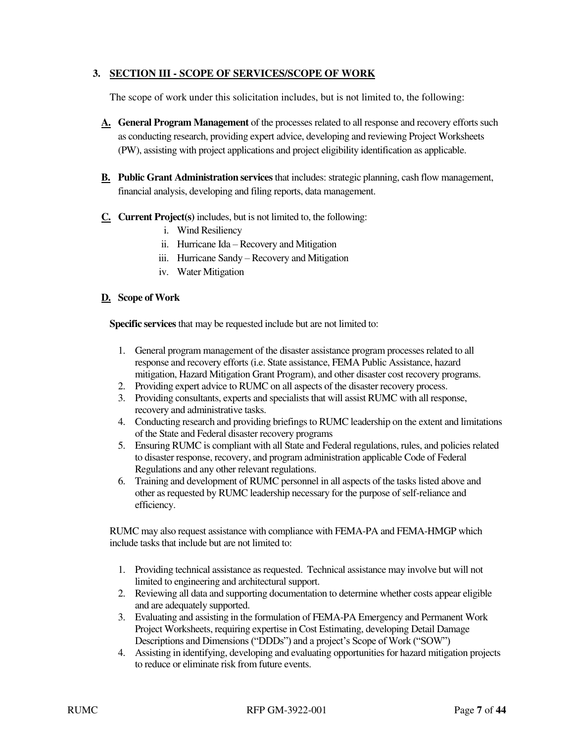## 3. SECTION III - SCOPE OF SERVICES/SCOPE OF WORK

The scope of work under this solicitation includes, but is not limited to, the following:

**A.** **General Program Management** of the processes related to all response and recovery efforts such as conducting research, providing expert advice, developing and reviewing Project Worksheets (PW), assisting with project applications and project eligibility identification as applicable.

**B.** **Public Grant Administration services** that includes: strategic planning, cash flow management, financial analysis, developing and filing reports, data management.

**C.** **Current Project(s)** includes, but is not limited to, the following:

- i. Wind Resiliency
- ii. Hurricane Ida – Recovery and Mitigation
- iii. Hurricane Sandy – Recovery and Mitigation
- iv. Water Mitigation

**D.** **Scope of Work**

**Specific services** that may be requested include but are not limited to:

1. General program management of the disaster assistance program processes related to all response and recovery efforts (i.e. State assistance, FEMA Public Assistance, hazard mitigation, Hazard Mitigation Grant Program), and other disaster cost recovery programs.
2. Providing expert advice to RUMC on all aspects of the disaster recovery process.
3. Providing consultants, experts and specialists that will assist RUMC with all response, recovery and administrative tasks.
4. Conducting research and providing briefings to RUMC leadership on the extent and limitations of the State and Federal disaster recovery programs
5. Ensuring RUMC is compliant with all State and Federal regulations, rules, and policies related to disaster response, recovery, and program administration applicable Code of Federal Regulations and any other relevant regulations.
6. Training and development of RUMC personnel in all aspects of the tasks listed above and other as requested by RUMC leadership necessary for the purpose of self-reliance and efficiency.

RUMC may also request assistance with compliance with FEMA-PA and FEMA-HMGP which include tasks that include but are not limited to:

1. Providing technical assistance as requested. Technical assistance may involve but will not limited to engineering and architectural support.
2. Reviewing all data and supporting documentation to determine whether costs appear eligible and are adequately supported.
3. Evaluating and assisting in the formulation of FEMA-PA Emergency and Permanent Work Project Worksheets, requiring expertise in Cost Estimating, developing Detail Damage Descriptions and Dimensions ("DDDs") and a project's Scope of Work ("SOW")
4. Assisting in identifying, developing and evaluating opportunities for hazard mitigation projects to reduce or eliminate risk from future events.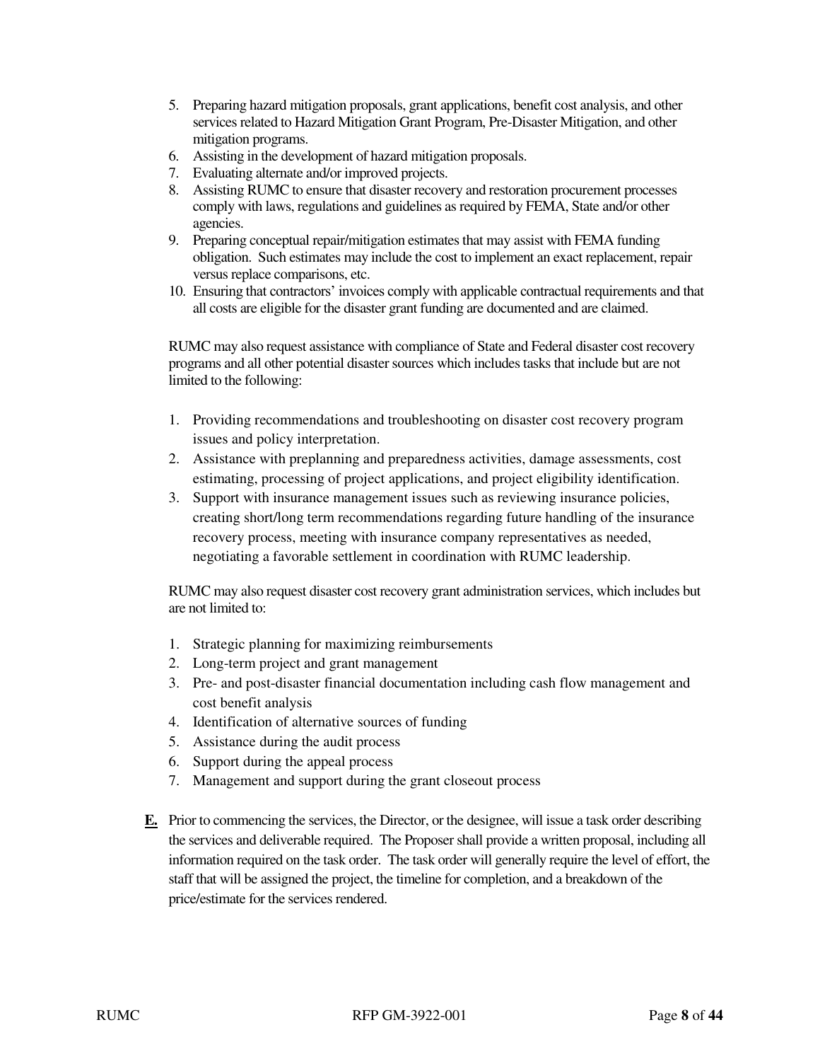5. Preparing hazard mitigation proposals, grant applications, benefit cost analysis, and other services related to Hazard Mitigation Grant Program, Pre-Disaster Mitigation, and other mitigation programs.
6. Assisting in the development of hazard mitigation proposals.
7. Evaluating alternate and/or improved projects.
8. Assisting RUMC to ensure that disaster recovery and restoration procurement processes comply with laws, regulations and guidelines as required by FEMA, State and/or other agencies.
9. Preparing conceptual repair/mitigation estimates that may assist with FEMA funding obligation. Such estimates may include the cost to implement an exact replacement, repair versus replace comparisons, etc.
10. Ensuring that contractors' invoices comply with applicable contractual requirements and that all costs are eligible for the disaster grant funding are documented and are claimed.

RUMC may also request assistance with compliance of State and Federal disaster cost recovery programs and all other potential disaster sources which includes tasks that include but are not limited to the following:

1. Providing recommendations and troubleshooting on disaster cost recovery program issues and policy interpretation.
2. Assistance with preplanning and preparedness activities, damage assessments, cost estimating, processing of project applications, and project eligibility identification.
3. Support with insurance management issues such as reviewing insurance policies, creating short/long term recommendations regarding future handling of the insurance recovery process, meeting with insurance company representatives as needed, negotiating a favorable settlement in coordination with RUMC leadership.

RUMC may also request disaster cost recovery grant administration services, which includes but are not limited to:

1. Strategic planning for maximizing reimbursements
2. Long-term project and grant management
3. Pre- and post-disaster financial documentation including cash flow management and cost benefit analysis
4. Identification of alternative sources of funding
5. Assistance during the audit process
6. Support during the appeal process
7. Management and support during the grant closeout process

**E.** Prior to commencing the services, the Director, or the designee, will issue a task order describing the services and deliverable required. The Proposer shall provide a written proposal, including all information required on the task order. The task order will generally require the level of effort, the staff that will be assigned the project, the timeline for completion, and a breakdown of the price/estimate for the services rendered.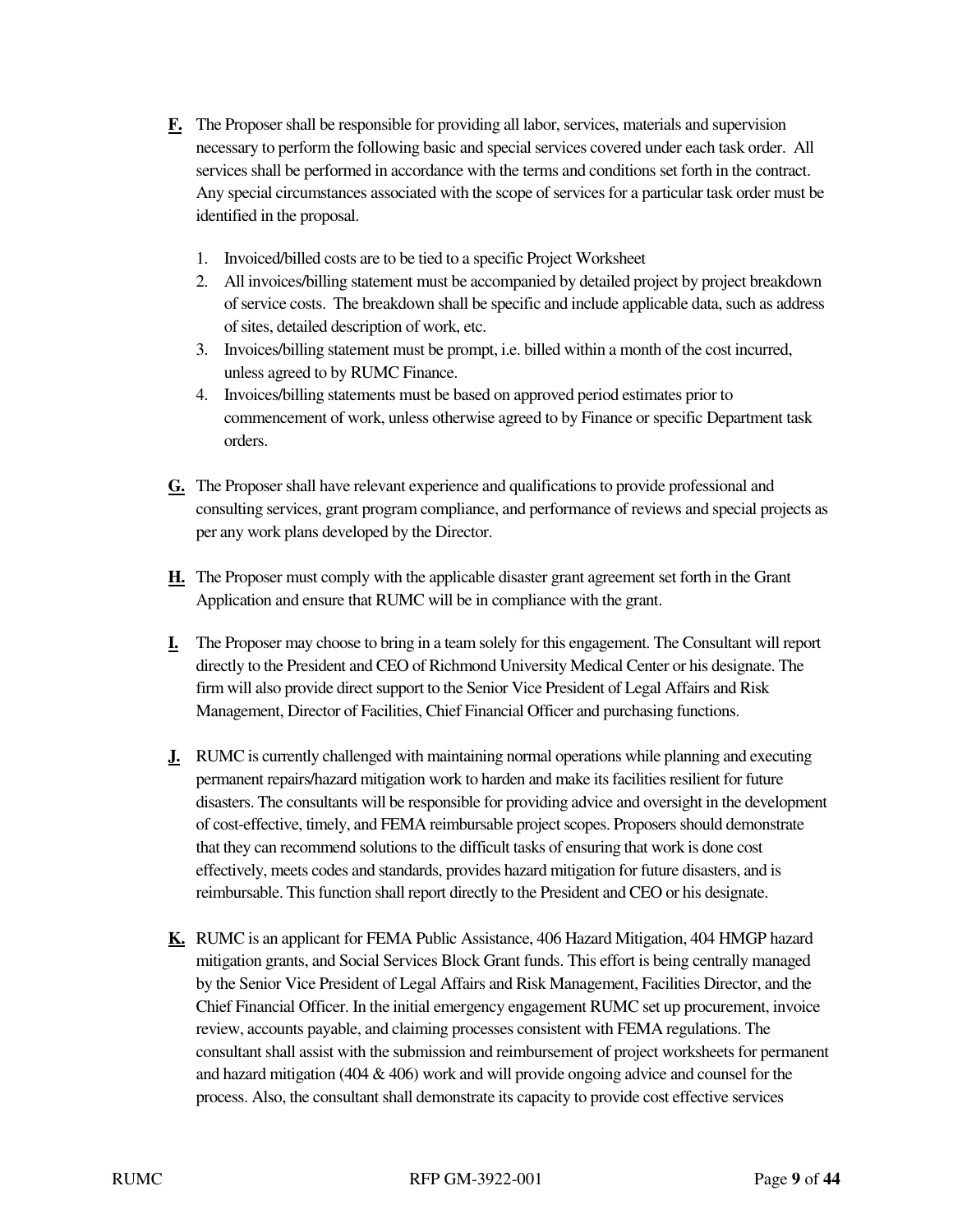**F.** The Proposer shall be responsible for providing all labor, services, materials and supervision necessary to perform the following basic and special services covered under each task order. All services shall be performed in accordance with the terms and conditions set forth in the contract. Any special circumstances associated with the scope of services for a particular task order must be identified in the proposal.

1. Invoiced/billed costs are to be tied to a specific Project Worksheet
2. All invoices/billing statement must be accompanied by detailed project by project breakdown of service costs. The breakdown shall be specific and include applicable data, such as address of sites, detailed description of work, etc.
3. Invoices/billing statement must be prompt, i.e. billed within a month of the cost incurred, unless agreed to by RUMC Finance.
4. Invoices/billing statements must be based on approved period estimates prior to commencement of work, unless otherwise agreed to by Finance or specific Department task orders.

**G.** The Proposer shall have relevant experience and qualifications to provide professional and consulting services, grant program compliance, and performance of reviews and special projects as per any work plans developed by the Director.

**H.** The Proposer must comply with the applicable disaster grant agreement set forth in the Grant Application and ensure that RUMC will be in compliance with the grant.

**I.** The Proposer may choose to bring in a team solely for this engagement. The Consultant will report directly to the President and CEO of Richmond University Medical Center or his designate. The firm will also provide direct support to the Senior Vice President of Legal Affairs and Risk Management, Director of Facilities, Chief Financial Officer and purchasing functions.

**J.** RUMC is currently challenged with maintaining normal operations while planning and executing permanent repairs/hazard mitigation work to harden and make its facilities resilient for future disasters. The consultants will be responsible for providing advice and oversight in the development of cost-effective, timely, and FEMA reimbursable project scopes. Proposers should demonstrate that they can recommend solutions to the difficult tasks of ensuring that work is done cost effectively, meets codes and standards, provides hazard mitigation for future disasters, and is reimbursable. This function shall report directly to the President and CEO or his designate.

**K.** RUMC is an applicant for FEMA Public Assistance, 406 Hazard Mitigation, 404 HMGP hazard mitigation grants, and Social Services Block Grant funds. This effort is being centrally managed by the Senior Vice President of Legal Affairs and Risk Management, Facilities Director, and the Chief Financial Officer. In the initial emergency engagement RUMC set up procurement, invoice review, accounts payable, and claiming processes consistent with FEMA regulations. The consultant shall assist with the submission and reimbursement of project worksheets for permanent and hazard mitigation (404 & 406) work and will provide ongoing advice and counsel for the process. Also, the consultant shall demonstrate its capacity to provide cost effective services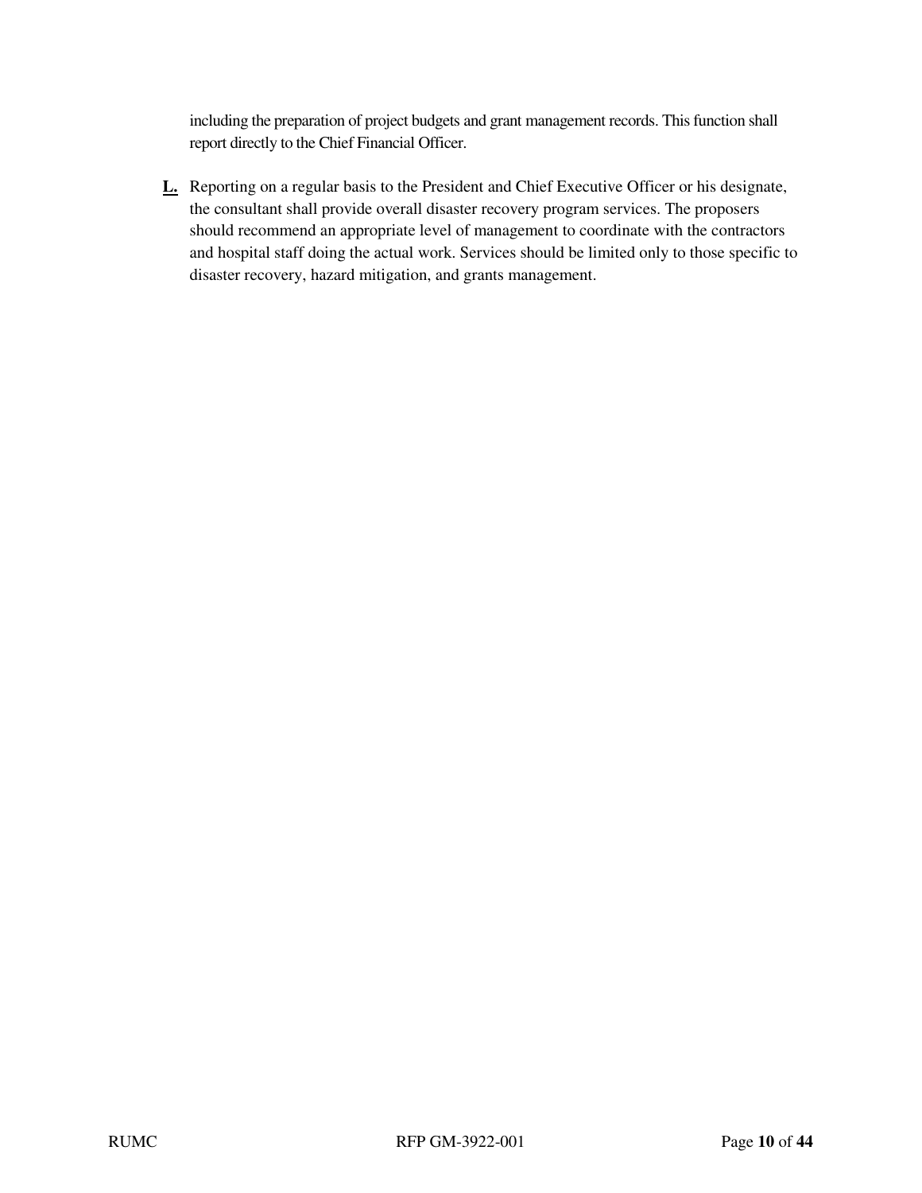including the preparation of project budgets and grant management records. This function shall report directly to the Chief Financial Officer.

**L.** Reporting on a regular basis to the President and Chief Executive Officer or his designate, the consultant shall provide overall disaster recovery program services. The proposers should recommend an appropriate level of management to coordinate with the contractors and hospital staff doing the actual work. Services should be limited only to those specific to disaster recovery, hazard mitigation, and grants management.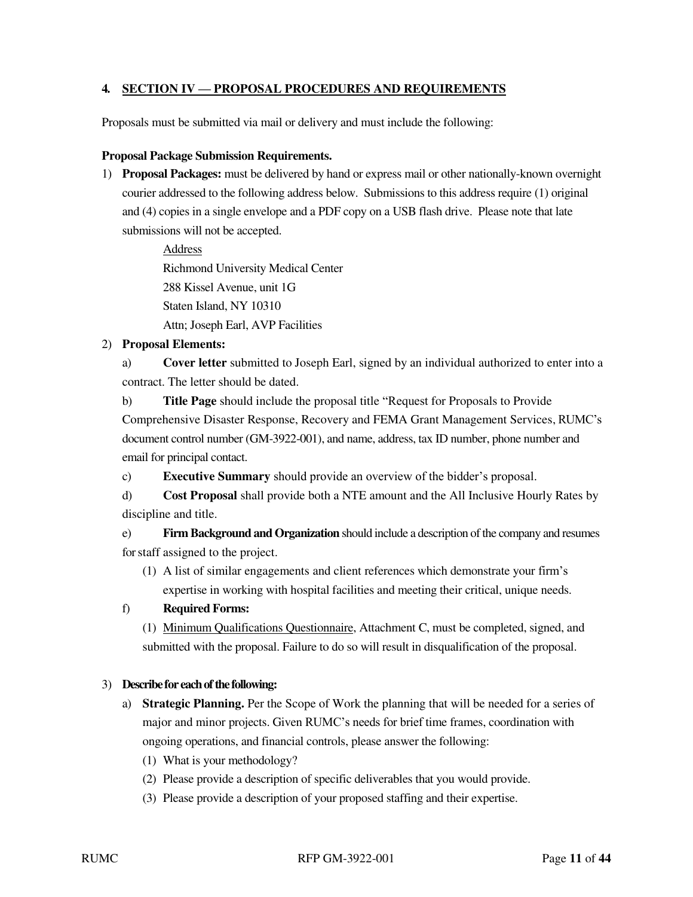## 4. SECTION IV — PROPOSAL PROCEDURES AND REQUIREMENTS

Proposals must be submitted via mail or delivery and must include the following:

**Proposal Package Submission Requirements.**

1) **Proposal Packages:** must be delivered by hand or express mail or other nationally-known overnight courier addressed to the following address below. Submissions to this address require (1) original and (4) copies in a single envelope and a PDF copy on a USB flash drive. Please note that late submissions will not be accepted.

   Address
   Richmond University Medical Center
   288 Kissel Avenue, unit 1G
   Staten Island, NY 10310
   Attn; Joseph Earl, AVP Facilities

2) **Proposal Elements:**

   a) **Cover letter** submitted to Joseph Earl, signed by an individual authorized to enter into a contract. The letter should be dated.

   b) **Title Page** should include the proposal title "Request for Proposals to Provide Comprehensive Disaster Response, Recovery and FEMA Grant Management Services, RUMC's document control number (GM-3922-001), and name, address, tax ID number, phone number and email for principal contact.

   c) **Executive Summary** should provide an overview of the bidder's proposal.

   d) **Cost Proposal** shall provide both a NTE amount and the All Inclusive Hourly Rates by discipline and title.

   e) **Firm Background and Organization** should include a description of the company and resumes for staff assigned to the project.

      (1) A list of similar engagements and client references which demonstrate your firm's expertise in working with hospital facilities and meeting their critical, unique needs.

   f) **Required Forms:**

      (1) Minimum Qualifications Questionnaire, Attachment C, must be completed, signed, and submitted with the proposal. Failure to do so will result in disqualification of the proposal.

3) **Describe for each of the following:**

   a) **Strategic Planning.** Per the Scope of Work the planning that will be needed for a series of major and minor projects. Given RUMC's needs for brief time frames, coordination with ongoing operations, and financial controls, please answer the following:

      (1) What is your methodology?

      (2) Please provide a description of specific deliverables that you would provide.

      (3) Please provide a description of your proposed staffing and their expertise.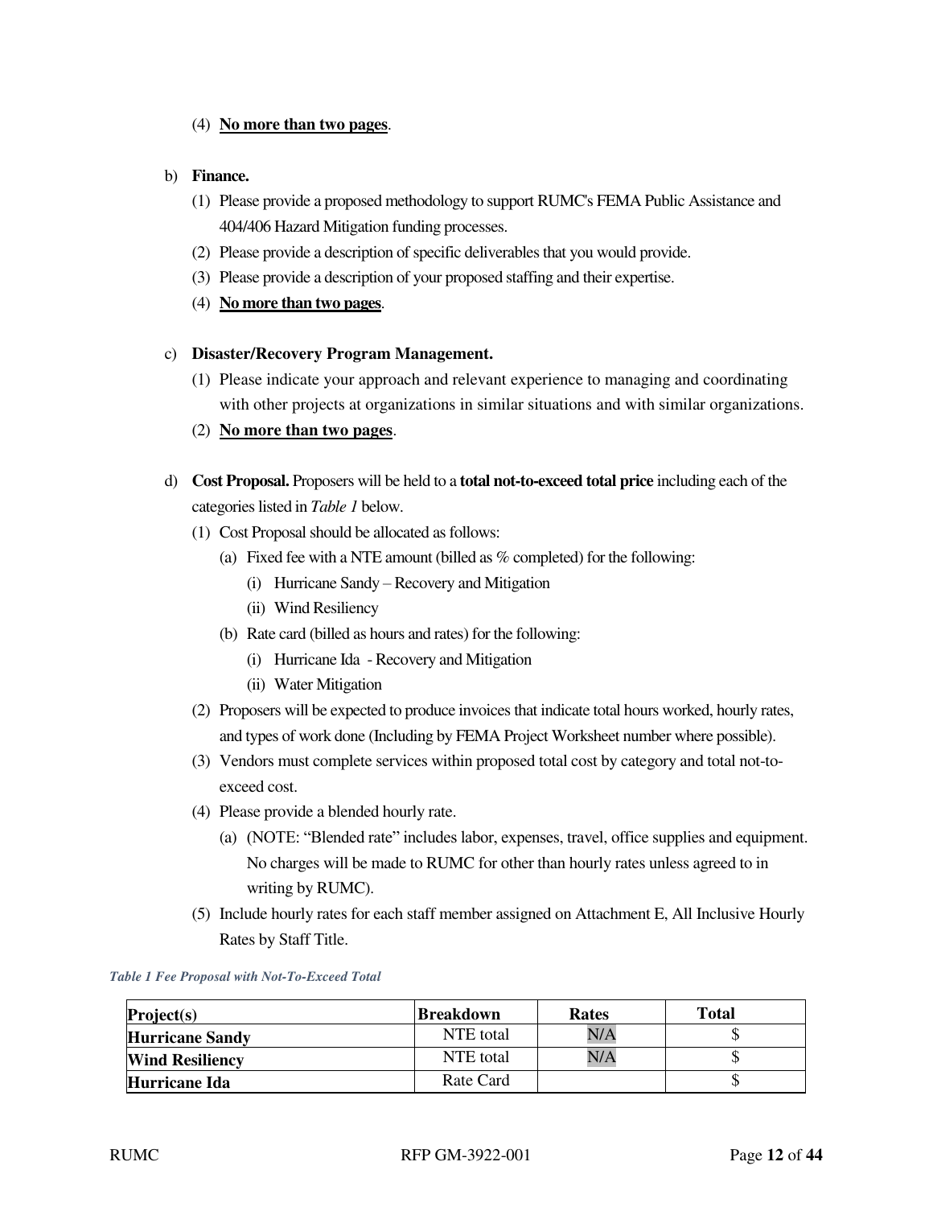(4) **No more than two pages**.

b) **Finance.**

(1) Please provide a proposed methodology to support RUMC's FEMA Public Assistance and 404/406 Hazard Mitigation funding processes.

(2) Please provide a description of specific deliverables that you would provide.

(3) Please provide a description of your proposed staffing and their expertise.

(4) **No more than two pages**.

c) **Disaster/Recovery Program Management.**

(1) Please indicate your approach and relevant experience to managing and coordinating with other projects at organizations in similar situations and with similar organizations.

(2) **No more than two pages**.

d) **Cost Proposal.** Proposers will be held to a **total not-to-exceed total price** including each of the categories listed in *Table 1* below.

(1) Cost Proposal should be allocated as follows:

(a) Fixed fee with a NTE amount (billed as % completed) for the following:

(i) Hurricane Sandy – Recovery and Mitigation

(ii) Wind Resiliency

(b) Rate card (billed as hours and rates) for the following:

(i) Hurricane Ida - Recovery and Mitigation

(ii) Water Mitigation

(2) Proposers will be expected to produce invoices that indicate total hours worked, hourly rates, and types of work done (Including by FEMA Project Worksheet number where possible).

(3) Vendors must complete services within proposed total cost by category and total not-to-exceed cost.

(4) Please provide a blended hourly rate.

(a) (NOTE: "Blended rate" includes labor, expenses, travel, office supplies and equipment. No charges will be made to RUMC for other than hourly rates unless agreed to in writing by RUMC).

(5) Include hourly rates for each staff member assigned on Attachment E, All Inclusive Hourly Rates by Staff Title.

*Table 1 Fee Proposal with Not-To-Exceed Total*

| Project(s) | Breakdown | Rates | Total |
|---|---|---|---|
| **Hurricane Sandy** | NTE total | N/A | $ |
| **Wind Resiliency** | NTE total | N/A | $ |
| **Hurricane Ida** | Rate Card | | $ |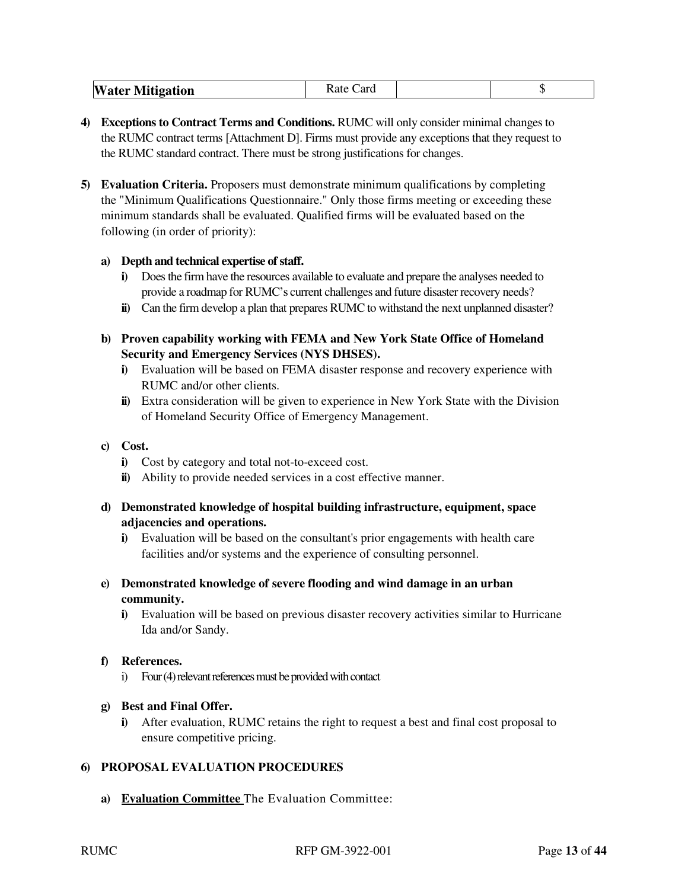| Water Mitigation | Rate Card | | $ |
|---|---|---|---|

4) **Exceptions to Contract Terms and Conditions.** RUMC will only consider minimal changes to the RUMC contract terms [Attachment D]. Firms must provide any exceptions that they request to the RUMC standard contract. There must be strong justifications for changes.

5) **Evaluation Criteria.** Proposers must demonstrate minimum qualifications by completing the "Minimum Qualifications Questionnaire." Only those firms meeting or exceeding these minimum standards shall be evaluated. Qualified firms will be evaluated based on the following (in order of priority):

   a) **Depth and technical expertise of staff.**
      i) Does the firm have the resources available to evaluate and prepare the analyses needed to provide a roadmap for RUMC's current challenges and future disaster recovery needs?
      ii) Can the firm develop a plan that prepares RUMC to withstand the next unplanned disaster?

   b) **Proven capability working with FEMA and New York State Office of Homeland Security and Emergency Services (NYS DHSES).**
      i) Evaluation will be based on FEMA disaster response and recovery experience with RUMC and/or other clients.
      ii) Extra consideration will be given to experience in New York State with the Division of Homeland Security Office of Emergency Management.

   c) **Cost.**
      i) Cost by category and total not-to-exceed cost.
      ii) Ability to provide needed services in a cost effective manner.

   d) **Demonstrated knowledge of hospital building infrastructure, equipment, space adjacencies and operations.**
      i) Evaluation will be based on the consultant's prior engagements with health care facilities and/or systems and the experience of consulting personnel.

   e) **Demonstrated knowledge of severe flooding and wind damage in an urban community.**
      i) Evaluation will be based on previous disaster recovery activities similar to Hurricane Ida and/or Sandy.

   f) **References.**
      i) Four (4) relevant references must be provided with contact

   g) **Best and Final Offer.**
      i) After evaluation, RUMC retains the right to request a best and final cost proposal to ensure competitive pricing.

6) **PROPOSAL EVALUATION PROCEDURES**

   a) **Evaluation Committee** The Evaluation Committee: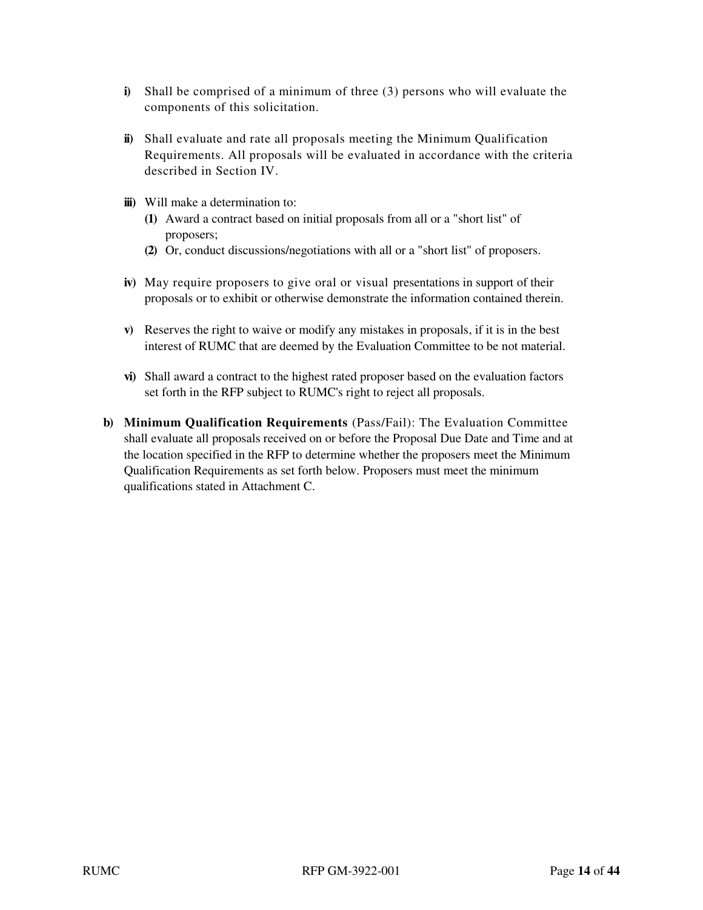- **i)** Shall be comprised of a minimum of three (3) persons who will evaluate the components of this solicitation.

- **ii)** Shall evaluate and rate all proposals meeting the Minimum Qualification Requirements. All proposals will be evaluated in accordance with the criteria described in Section IV.

- **iii)** Will make a determination to:
  - **(1)** Award a contract based on initial proposals from all or a "short list" of proposers;
  - **(2)** Or, conduct discussions/negotiations with all or a "short list" of proposers.

- **iv)** May require proposers to give oral or visual presentations in support of their proposals or to exhibit or otherwise demonstrate the information contained therein.

- **v)** Reserves the right to waive or modify any mistakes in proposals, if it is in the best interest of RUMC that are deemed by the Evaluation Committee to be not material.

- **vi)** Shall award a contract to the highest rated proposer based on the evaluation factors set forth in the RFP subject to RUMC's right to reject all proposals.

**b) Minimum Qualification Requirements** (Pass/Fail): The Evaluation Committee shall evaluate all proposals received on or before the Proposal Due Date and Time and at the location specified in the RFP to determine whether the proposers meet the Minimum Qualification Requirements as set forth below. Proposers must meet the minimum qualifications stated in Attachment C.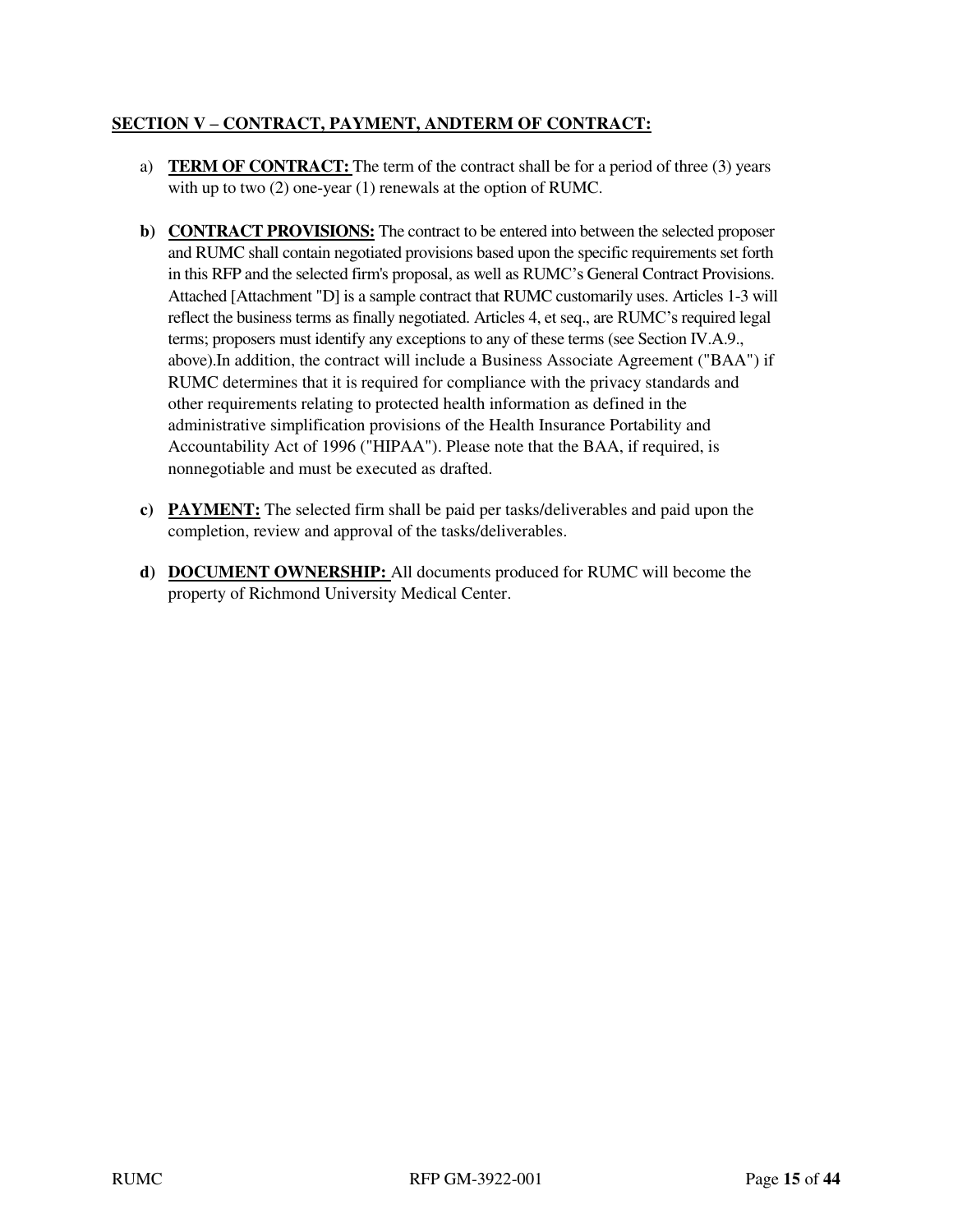## SECTION V – CONTRACT, PAYMENT, ANDTERM OF CONTRACT:

a) **TERM OF CONTRACT:** The term of the contract shall be for a period of three (3) years with up to two (2) one-year (1) renewals at the option of RUMC.

b) **CONTRACT PROVISIONS:** The contract to be entered into between the selected proposer and RUMC shall contain negotiated provisions based upon the specific requirements set forth in this RFP and the selected firm's proposal, as well as RUMC's General Contract Provisions. Attached [Attachment "D] is a sample contract that RUMC customarily uses. Articles 1-3 will reflect the business terms as finally negotiated. Articles 4, et seq., are RUMC's required legal terms; proposers must identify any exceptions to any of these terms (see Section IV.A.9., above).In addition, the contract will include a Business Associate Agreement ("BAA") if RUMC determines that it is required for compliance with the privacy standards and other requirements relating to protected health information as defined in the administrative simplification provisions of the Health Insurance Portability and Accountability Act of 1996 ("HIPAA"). Please note that the BAA, if required, is nonnegotiable and must be executed as drafted.

c) **PAYMENT:** The selected firm shall be paid per tasks/deliverables and paid upon the completion, review and approval of the tasks/deliverables.

d) **DOCUMENT OWNERSHIP:** All documents produced for RUMC will become the property of Richmond University Medical Center.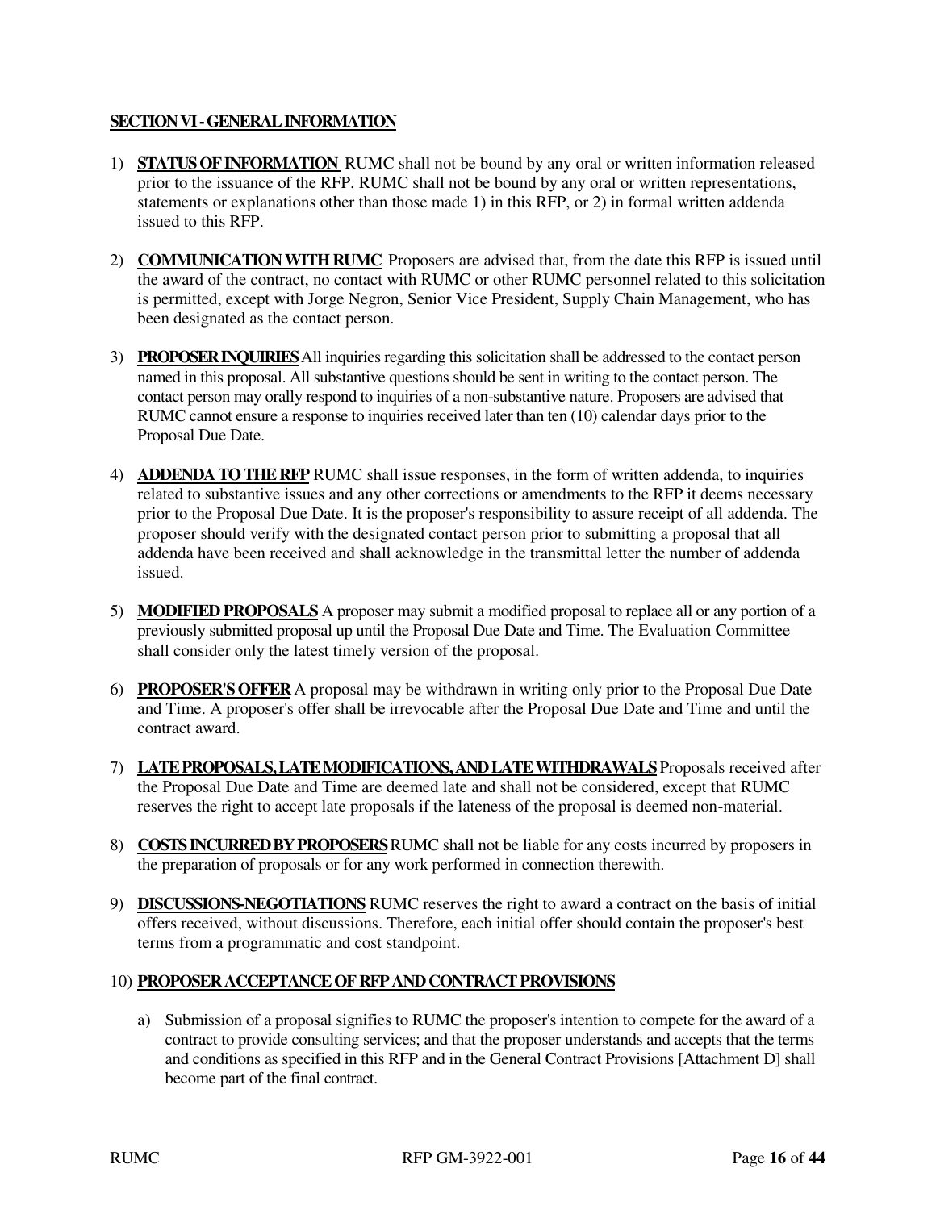**SECTION VI - GENERAL INFORMATION**

1) **STATUS OF INFORMATION** RUMC shall not be bound by any oral or written information released prior to the issuance of the RFP. RUMC shall not be bound by any oral or written representations, statements or explanations other than those made 1) in this RFP, or 2) in formal written addenda issued to this RFP.

2) **COMMUNICATION WITH RUMC** Proposers are advised that, from the date this RFP is issued until the award of the contract, no contact with RUMC or other RUMC personnel related to this solicitation is permitted, except with Jorge Negron, Senior Vice President, Supply Chain Management, who has been designated as the contact person.

3) **PROPOSER INQUIRIES** All inquiries regarding this solicitation shall be addressed to the contact person named in this proposal. All substantive questions should be sent in writing to the contact person. The contact person may orally respond to inquiries of a non-substantive nature. Proposers are advised that RUMC cannot ensure a response to inquiries received later than ten (10) calendar days prior to the Proposal Due Date.

4) **ADDENDA TO THE RFP** RUMC shall issue responses, in the form of written addenda, to inquiries related to substantive issues and any other corrections or amendments to the RFP it deems necessary prior to the Proposal Due Date. It is the proposer's responsibility to assure receipt of all addenda. The proposer should verify with the designated contact person prior to submitting a proposal that all addenda have been received and shall acknowledge in the transmittal letter the number of addenda issued.

5) **MODIFIED PROPOSALS** A proposer may submit a modified proposal to replace all or any portion of a previously submitted proposal up until the Proposal Due Date and Time. The Evaluation Committee shall consider only the latest timely version of the proposal.

6) **PROPOSER'S OFFER** A proposal may be withdrawn in writing only prior to the Proposal Due Date and Time. A proposer's offer shall be irrevocable after the Proposal Due Date and Time and until the contract award.

7) **LATE PROPOSALS, LATE MODIFICATIONS, AND LATE WITHDRAWALS** Proposals received after the Proposal Due Date and Time are deemed late and shall not be considered, except that RUMC reserves the right to accept late proposals if the lateness of the proposal is deemed non-material.

8) **COSTS INCURRED BY PROPOSERS** RUMC shall not be liable for any costs incurred by proposers in the preparation of proposals or for any work performed in connection therewith.

9) **DISCUSSIONS-NEGOTIATIONS** RUMC reserves the right to award a contract on the basis of initial offers received, without discussions. Therefore, each initial offer should contain the proposer's best terms from a programmatic and cost standpoint.

10) **PROPOSER ACCEPTANCE OF RFP AND CONTRACT PROVISIONS**

    a) Submission of a proposal signifies to RUMC the proposer's intention to compete for the award of a contract to provide consulting services; and that the proposer understands and accepts that the terms and conditions as specified in this RFP and in the General Contract Provisions [Attachment D] shall become part of the final contract.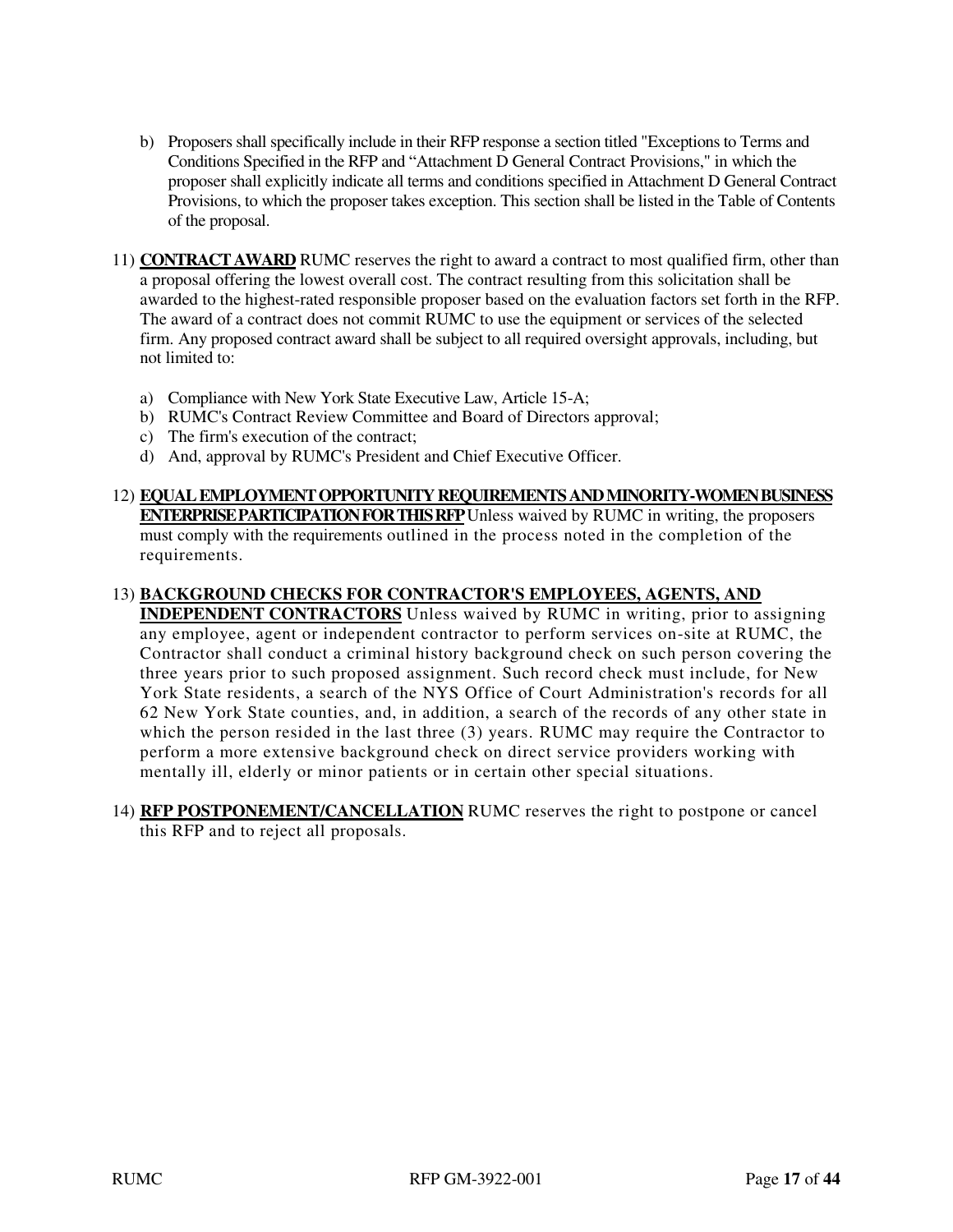b) Proposers shall specifically include in their RFP response a section titled "Exceptions to Terms and Conditions Specified in the RFP and "Attachment D General Contract Provisions," in which the proposer shall explicitly indicate all terms and conditions specified in Attachment D General Contract Provisions, to which the proposer takes exception. This section shall be listed in the Table of Contents of the proposal.

11) **<u>CONTRACT AWARD</u>** RUMC reserves the right to award a contract to most qualified firm, other than a proposal offering the lowest overall cost. The contract resulting from this solicitation shall be awarded to the highest-rated responsible proposer based on the evaluation factors set forth in the RFP. The award of a contract does not commit RUMC to use the equipment or services of the selected firm. Any proposed contract award shall be subject to all required oversight approvals, including, but not limited to:

    a) Compliance with New York State Executive Law, Article 15-A;
    b) RUMC's Contract Review Committee and Board of Directors approval;
    c) The firm's execution of the contract;
    d) And, approval by RUMC's President and Chief Executive Officer.

12) **<u>EQUAL EMPLOYMENT OPPORTUNITY REQUIREMENTS AND MINORITY-WOMEN BUSINESS ENTERPRISE PARTICIPATION FOR THIS RFP</u>** Unless waived by RUMC in writing, the proposers must comply with the requirements outlined in the process noted in the completion of the requirements.

13) **<u>BACKGROUND CHECKS FOR CONTRACTOR'S EMPLOYEES, AGENTS, AND INDEPENDENT CONTRACTORS</u>** Unless waived by RUMC in writing, prior to assigning any employee, agent or independent contractor to perform services on-site at RUMC, the Contractor shall conduct a criminal history background check on such person covering the three years prior to such proposed assignment. Such record check must include, for New York State residents, a search of the NYS Office of Court Administration's records for all 62 New York State counties, and, in addition, a search of the records of any other state in which the person resided in the last three (3) years. RUMC may require the Contractor to perform a more extensive background check on direct service providers working with mentally ill, elderly or minor patients or in certain other special situations.

14) **<u>RFP POSTPONEMENT/CANCELLATION</u>** RUMC reserves the right to postpone or cancel this RFP and to reject all proposals.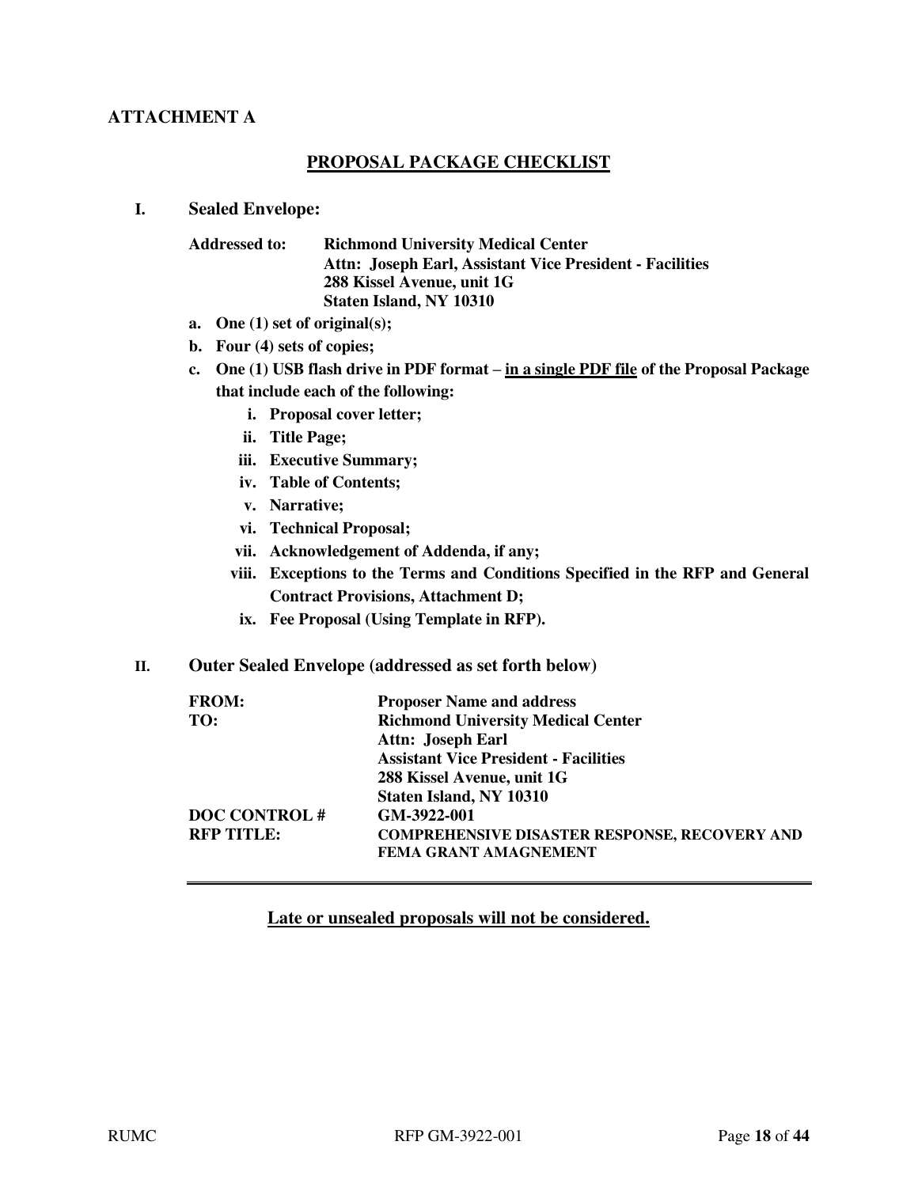**ATTACHMENT A**

## PROPOSAL PACKAGE CHECKLIST

**I. Sealed Envelope:**

**Addressed to:** **Richmond University Medical Center**
**Attn: Joseph Earl, Assistant Vice President - Facilities**
**288 Kissel Avenue, unit 1G**
**Staten Island, NY 10310**

- **a. One (1) set of original(s);**
- **b. Four (4) sets of copies;**
- **c. One (1) USB flash drive in PDF format – <u>in a single PDF file</u> of the Proposal Package that include each of the following:**
  - **i. Proposal cover letter;**
  - **ii. Title Page;**
  - **iii. Executive Summary;**
  - **iv. Table of Contents;**
  - **v. Narrative;**
  - **vi. Technical Proposal;**
  - **vii. Acknowledgement of Addenda, if any;**
  - **viii. Exceptions to the Terms and Conditions Specified in the RFP and General Contract Provisions, Attachment D;**
  - **ix. Fee Proposal (Using Template in RFP).**

**II. Outer Sealed Envelope (addressed as set forth below)**

| | |
|---|---|
| **FROM:** | **Proposer Name and address** |
| **TO:** | **Richmond University Medical Center** |
| | **Attn: Joseph Earl** |
| | **Assistant Vice President - Facilities** |
| | **288 Kissel Avenue, unit 1G** |
| | **Staten Island, NY 10310** |
| **DOC CONTROL #** | **GM-3922-001** |
| **RFP TITLE:** | **COMPREHENSIVE DISASTER RESPONSE, RECOVERY AND FEMA GRANT AMAGNEMENT** |

---

**<u>Late or unsealed proposals will not be considered.</u>**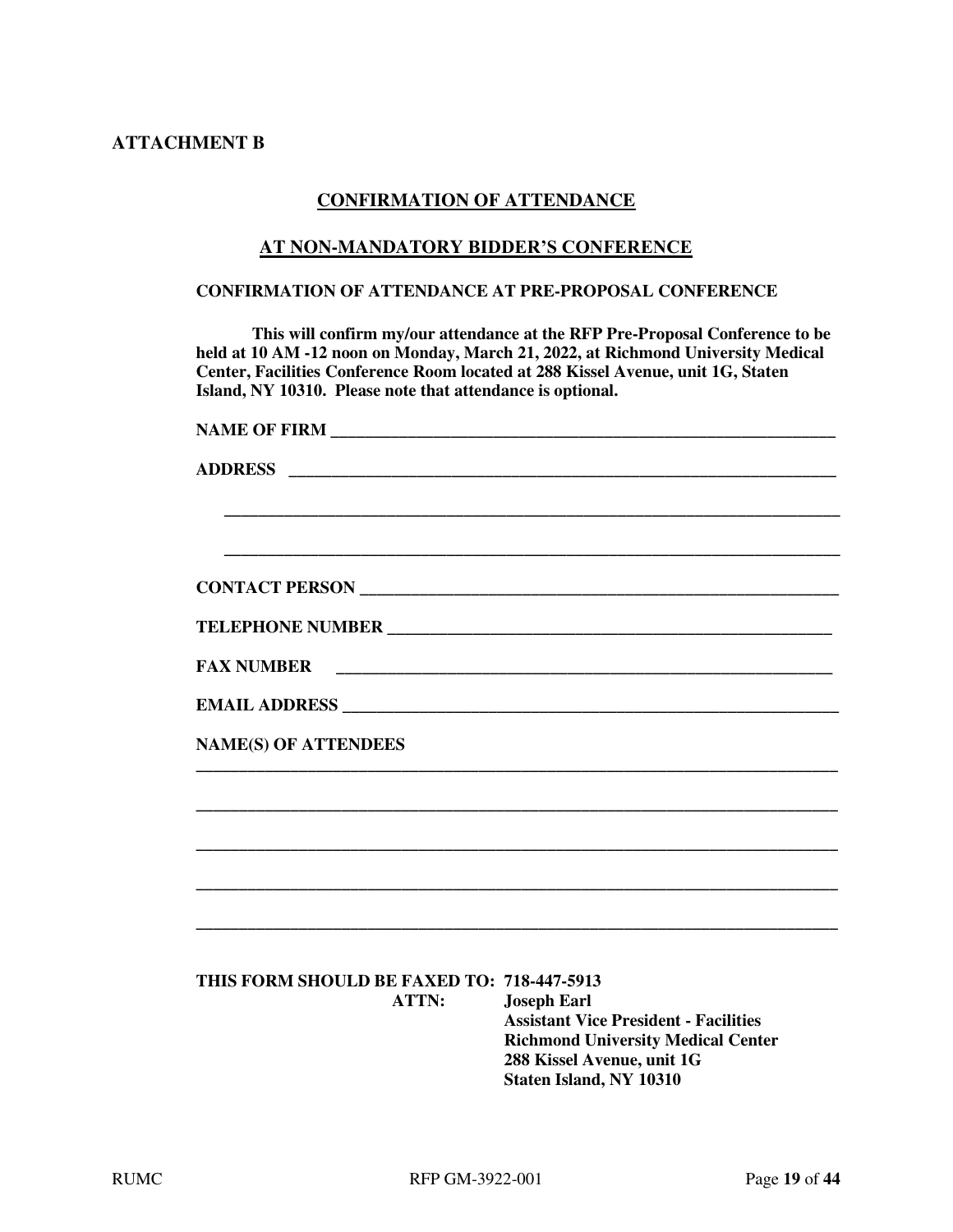**ATTACHMENT B**

## CONFIRMATION OF ATTENDANCE

## AT NON-MANDATORY BIDDER'S CONFERENCE

**CONFIRMATION OF ATTENDANCE AT PRE-PROPOSAL CONFERENCE**

**This will confirm my/our attendance at the RFP Pre-Proposal Conference to be held at 10 AM -12 noon on Monday, March 21, 2022, at Richmond University Medical Center, Facilities Conference Room located at 288 Kissel Avenue, unit 1G, Staten Island, NY 10310. Please note that attendance is optional.**

**NAME OF FIRM** ______________________________________________________________

**ADDRESS** ______________________________________________________________

______________________________________________________________

______________________________________________________________

**CONTACT PERSON** ______________________________________________________________

**TELEPHONE NUMBER** ______________________________________________________________

**FAX NUMBER** ______________________________________________________________

**EMAIL ADDRESS** ______________________________________________________________

**NAME(S) OF ATTENDEES**

______________________________________________________________

______________________________________________________________

______________________________________________________________

______________________________________________________________

______________________________________________________________

**THIS FORM SHOULD BE FAXED TO: 718-447-5913**
**ATTN: Joseph Earl**
**Assistant Vice President - Facilities**
**Richmond University Medical Center**
**288 Kissel Avenue, unit 1G**
**Staten Island, NY 10310**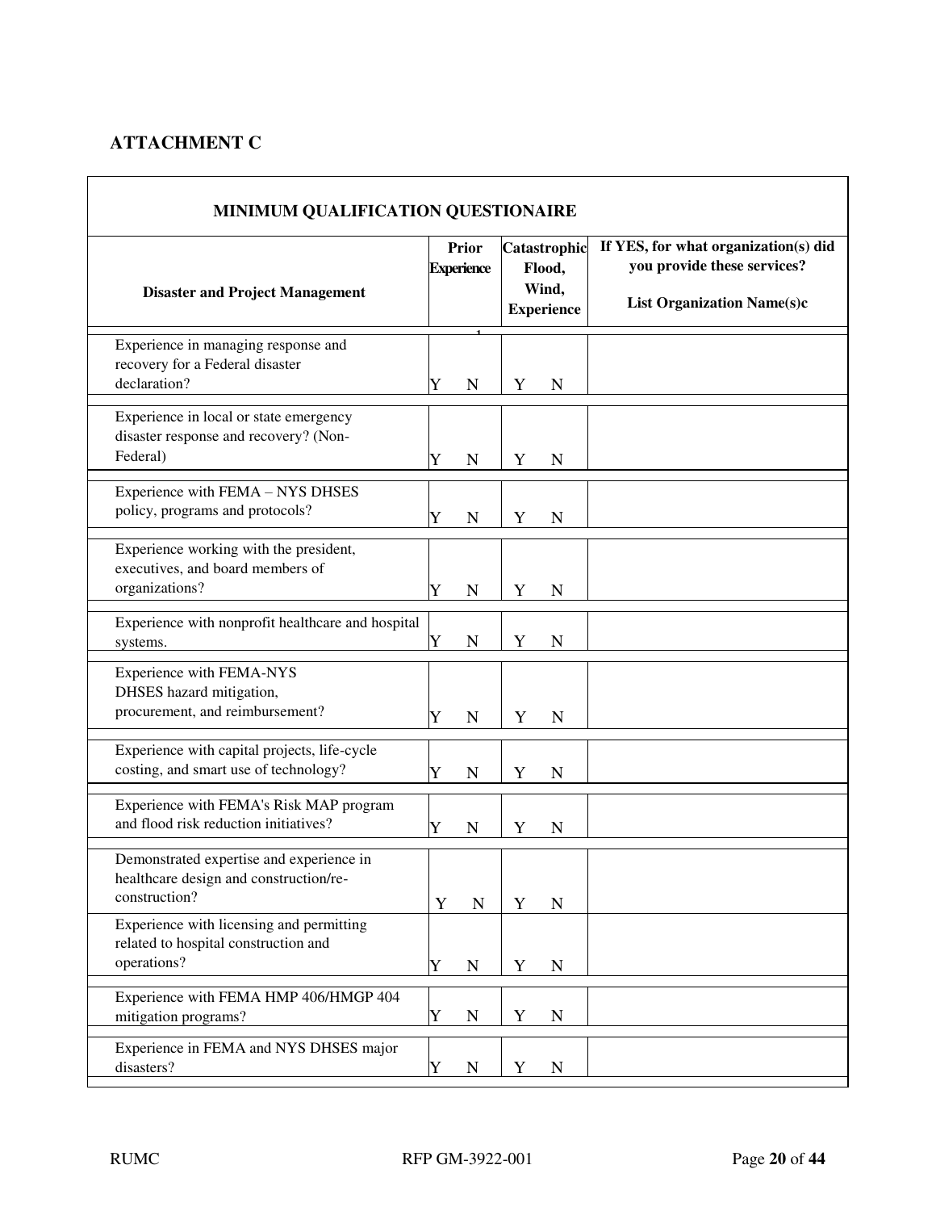## ATTACHMENT C

| MINIMUM QUALIFICATION QUESTIONAIRE | | | |
|---|---|---|---|
| **Disaster and Project Management** | **Prior Experience** | **Catastrophic Flood, Wind, Experience** | **If YES, for what organization(s) did you provide these services? List Organization Name(s)c** |
| Experience in managing response and recovery for a Federal disaster declaration? | Y N | Y N | |
| Experience in local or state emergency disaster response and recovery? (Non-Federal) | Y N | Y N | |
| Experience with FEMA – NYS DHSES policy, programs and protocols? | Y N | Y N | |
| Experience working with the president, executives, and board members of organizations? | Y N | Y N | |
| Experience with nonprofit healthcare and hospital systems. | Y N | Y N | |
| Experience with FEMA-NYS DHSES hazard mitigation, procurement, and reimbursement? | Y N | Y N | |
| Experience with capital projects, life-cycle costing, and smart use of technology? | Y N | Y N | |
| Experience with FEMA's Risk MAP program and flood risk reduction initiatives? | Y N | Y N | |
| Demonstrated expertise and experience in healthcare design and construction/re-construction? | Y N | Y N | |
| Experience with licensing and permitting related to hospital construction and operations? | Y N | Y N | |
| Experience with FEMA HMP 406/HMGP 404 mitigation programs? | Y N | Y N | |
| Experience in FEMA and NYS DHSES major disasters? | Y N | Y N | |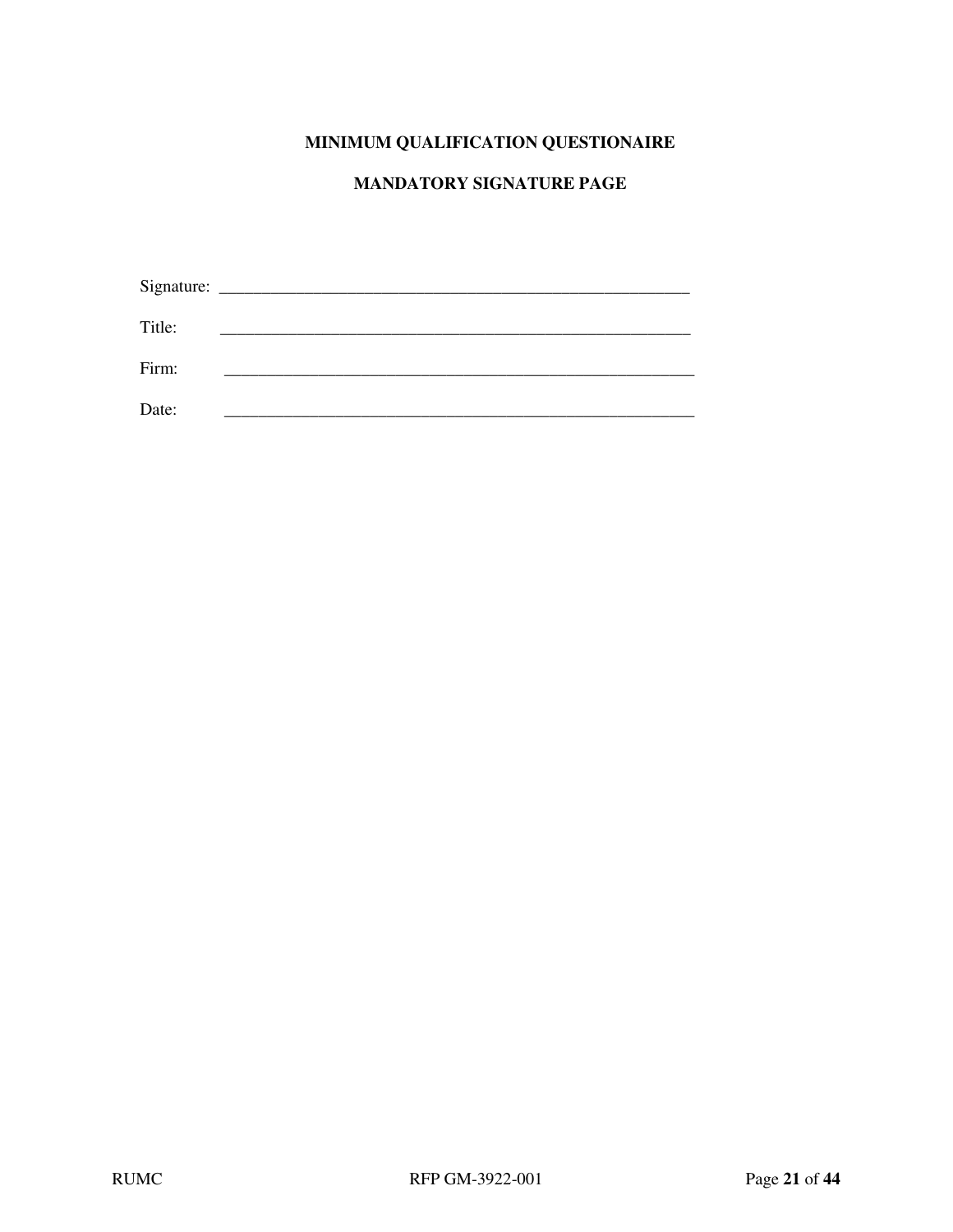**MINIMUM QUALIFICATION QUESTIONAIRE**

**MANDATORY SIGNATURE PAGE**

Signature: ___________________________________________________________

Title: ___________________________________________________________

Firm: ___________________________________________________________

Date: ___________________________________________________________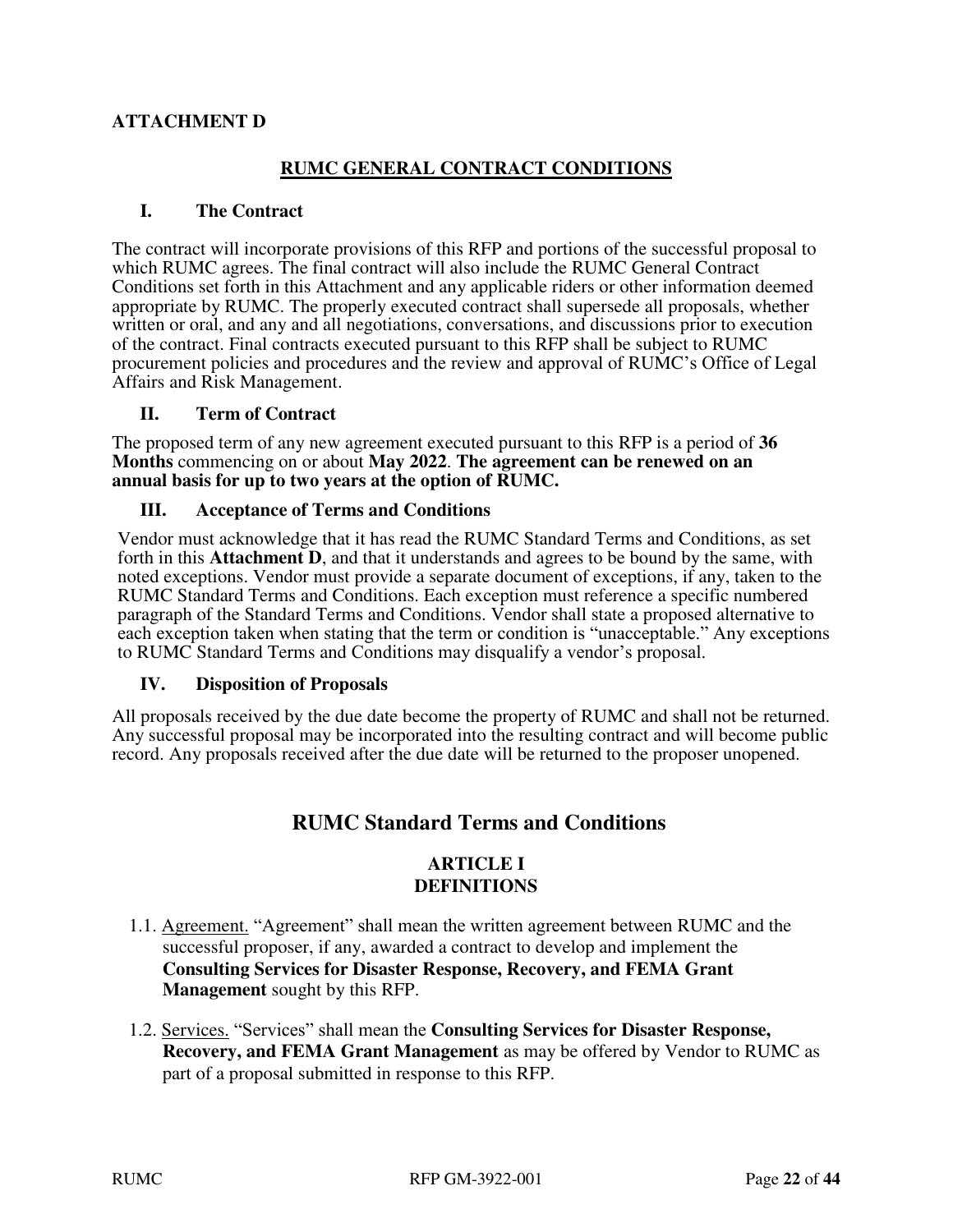## ATTACHMENT D

### RUMC GENERAL CONTRACT CONDITIONS

#### I. The Contract

The contract will incorporate provisions of this RFP and portions of the successful proposal to which RUMC agrees. The final contract will also include the RUMC General Contract Conditions set forth in this Attachment and any applicable riders or other information deemed appropriate by RUMC. The properly executed contract shall supersede all proposals, whether written or oral, and any and all negotiations, conversations, and discussions prior to execution of the contract. Final contracts executed pursuant to this RFP shall be subject to RUMC procurement policies and procedures and the review and approval of RUMC's Office of Legal Affairs and Risk Management.

#### II. Term of Contract

The proposed term of any new agreement executed pursuant to this RFP is a period of **36 Months** commencing on or about **May 2022**. **The agreement can be renewed on an annual basis for up to two years at the option of RUMC.**

#### III. Acceptance of Terms and Conditions

Vendor must acknowledge that it has read the RUMC Standard Terms and Conditions, as set forth in this **Attachment D**, and that it understands and agrees to be bound by the same, with noted exceptions. Vendor must provide a separate document of exceptions, if any, taken to the RUMC Standard Terms and Conditions. Each exception must reference a specific numbered paragraph of the Standard Terms and Conditions. Vendor shall state a proposed alternative to each exception taken when stating that the term or condition is "unacceptable." Any exceptions to RUMC Standard Terms and Conditions may disqualify a vendor's proposal.

#### IV. Disposition of Proposals

All proposals received by the due date become the property of RUMC and shall not be returned. Any successful proposal may be incorporated into the resulting contract and will become public record. Any proposals received after the due date will be returned to the proposer unopened.

## RUMC Standard Terms and Conditions

### ARTICLE I
### DEFINITIONS

1.1. Agreement. "Agreement" shall mean the written agreement between RUMC and the successful proposer, if any, awarded a contract to develop and implement the **Consulting Services for Disaster Response, Recovery, and FEMA Grant Management** sought by this RFP.

1.2. Services. "Services" shall mean the **Consulting Services for Disaster Response, Recovery, and FEMA Grant Management** as may be offered by Vendor to RUMC as part of a proposal submitted in response to this RFP.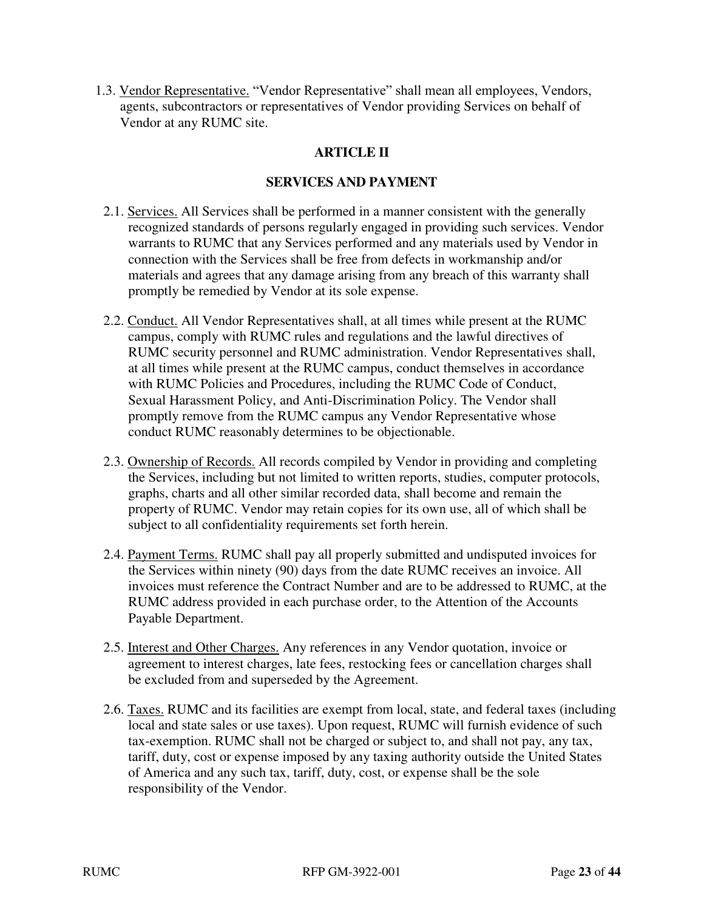1.3. <u>Vendor Representative.</u> "Vendor Representative" shall mean all employees, Vendors, agents, subcontractors or representatives of Vendor providing Services on behalf of Vendor at any RUMC site.

## ARTICLE II

## SERVICES AND PAYMENT

2.1. <u>Services.</u> All Services shall be performed in a manner consistent with the generally recognized standards of persons regularly engaged in providing such services. Vendor warrants to RUMC that any Services performed and any materials used by Vendor in connection with the Services shall be free from defects in workmanship and/or materials and agrees that any damage arising from any breach of this warranty shall promptly be remedied by Vendor at its sole expense.

2.2. <u>Conduct.</u> All Vendor Representatives shall, at all times while present at the RUMC campus, comply with RUMC rules and regulations and the lawful directives of RUMC security personnel and RUMC administration. Vendor Representatives shall, at all times while present at the RUMC campus, conduct themselves in accordance with RUMC Policies and Procedures, including the RUMC Code of Conduct, Sexual Harassment Policy, and Anti-Discrimination Policy. The Vendor shall promptly remove from the RUMC campus any Vendor Representative whose conduct RUMC reasonably determines to be objectionable.

2.3. <u>Ownership of Records.</u> All records compiled by Vendor in providing and completing the Services, including but not limited to written reports, studies, computer protocols, graphs, charts and all other similar recorded data, shall become and remain the property of RUMC. Vendor may retain copies for its own use, all of which shall be subject to all confidentiality requirements set forth herein.

2.4. <u>Payment Terms.</u> RUMC shall pay all properly submitted and undisputed invoices for the Services within ninety (90) days from the date RUMC receives an invoice. All invoices must reference the Contract Number and are to be addressed to RUMC, at the RUMC address provided in each purchase order, to the Attention of the Accounts Payable Department.

2.5. <u>Interest and Other Charges.</u> Any references in any Vendor quotation, invoice or agreement to interest charges, late fees, restocking fees or cancellation charges shall be excluded from and superseded by the Agreement.

2.6. <u>Taxes.</u> RUMC and its facilities are exempt from local, state, and federal taxes (including local and state sales or use taxes). Upon request, RUMC will furnish evidence of such tax-exemption. RUMC shall not be charged or subject to, and shall not pay, any tax, tariff, duty, cost or expense imposed by any taxing authority outside the United States of America and any such tax, tariff, duty, cost, or expense shall be the sole responsibility of the Vendor.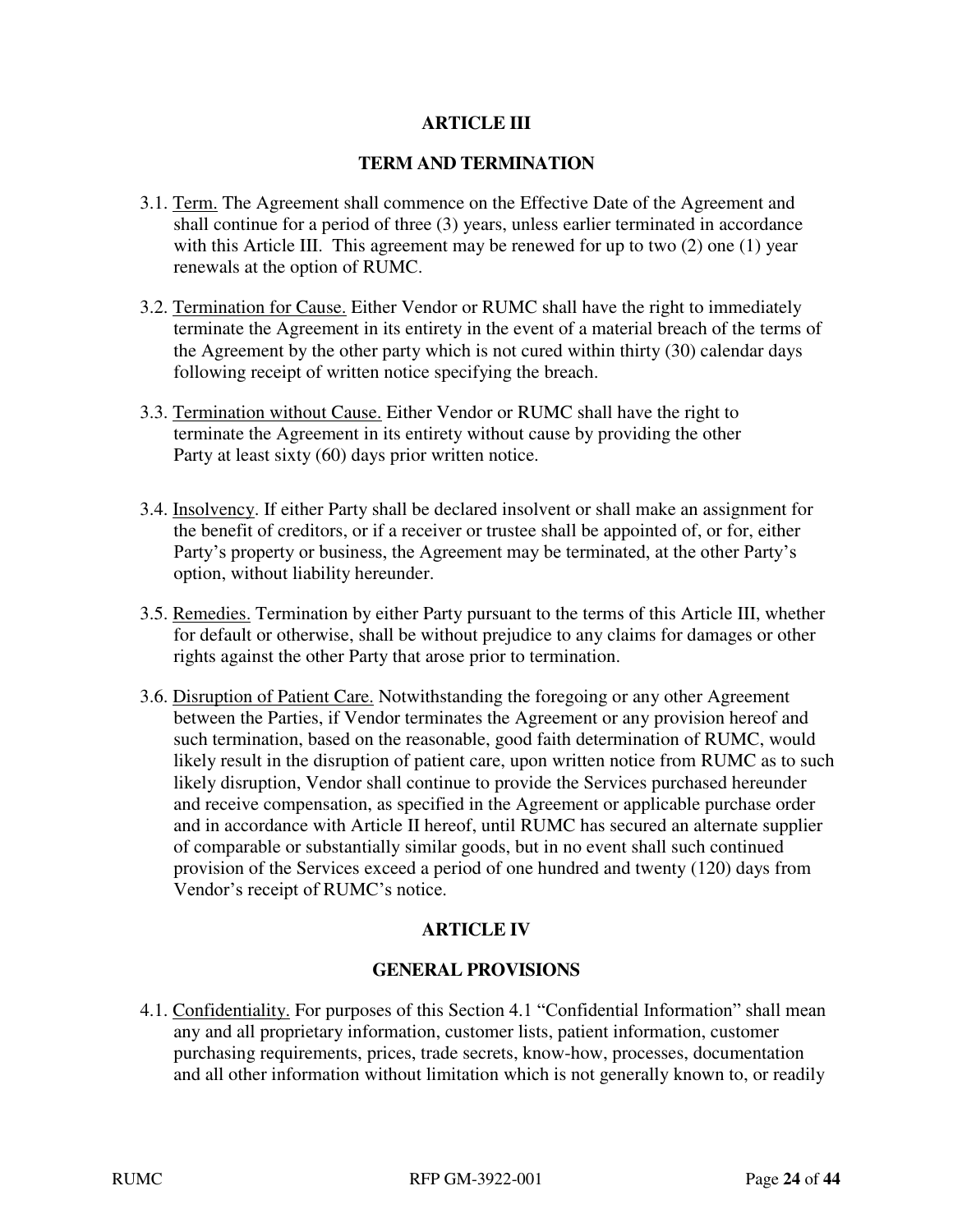## ARTICLE III

## TERM AND TERMINATION

3.1. Term. The Agreement shall commence on the Effective Date of the Agreement and shall continue for a period of three (3) years, unless earlier terminated in accordance with this Article III. This agreement may be renewed for up to two (2) one (1) year renewals at the option of RUMC.

3.2. Termination for Cause. Either Vendor or RUMC shall have the right to immediately terminate the Agreement in its entirety in the event of a material breach of the terms of the Agreement by the other party which is not cured within thirty (30) calendar days following receipt of written notice specifying the breach.

3.3. Termination without Cause. Either Vendor or RUMC shall have the right to terminate the Agreement in its entirety without cause by providing the other Party at least sixty (60) days prior written notice.

3.4. Insolvency. If either Party shall be declared insolvent or shall make an assignment for the benefit of creditors, or if a receiver or trustee shall be appointed of, or for, either Party's property or business, the Agreement may be terminated, at the other Party's option, without liability hereunder.

3.5. Remedies. Termination by either Party pursuant to the terms of this Article III, whether for default or otherwise, shall be without prejudice to any claims for damages or other rights against the other Party that arose prior to termination.

3.6. Disruption of Patient Care. Notwithstanding the foregoing or any other Agreement between the Parties, if Vendor terminates the Agreement or any provision hereof and such termination, based on the reasonable, good faith determination of RUMC, would likely result in the disruption of patient care, upon written notice from RUMC as to such likely disruption, Vendor shall continue to provide the Services purchased hereunder and receive compensation, as specified in the Agreement or applicable purchase order and in accordance with Article II hereof, until RUMC has secured an alternate supplier of comparable or substantially similar goods, but in no event shall such continued provision of the Services exceed a period of one hundred and twenty (120) days from Vendor's receipt of RUMC's notice.

## ARTICLE IV

## GENERAL PROVISIONS

4.1. Confidentiality. For purposes of this Section 4.1 "Confidential Information" shall mean any and all proprietary information, customer lists, patient information, customer purchasing requirements, prices, trade secrets, know-how, processes, documentation and all other information without limitation which is not generally known to, or readily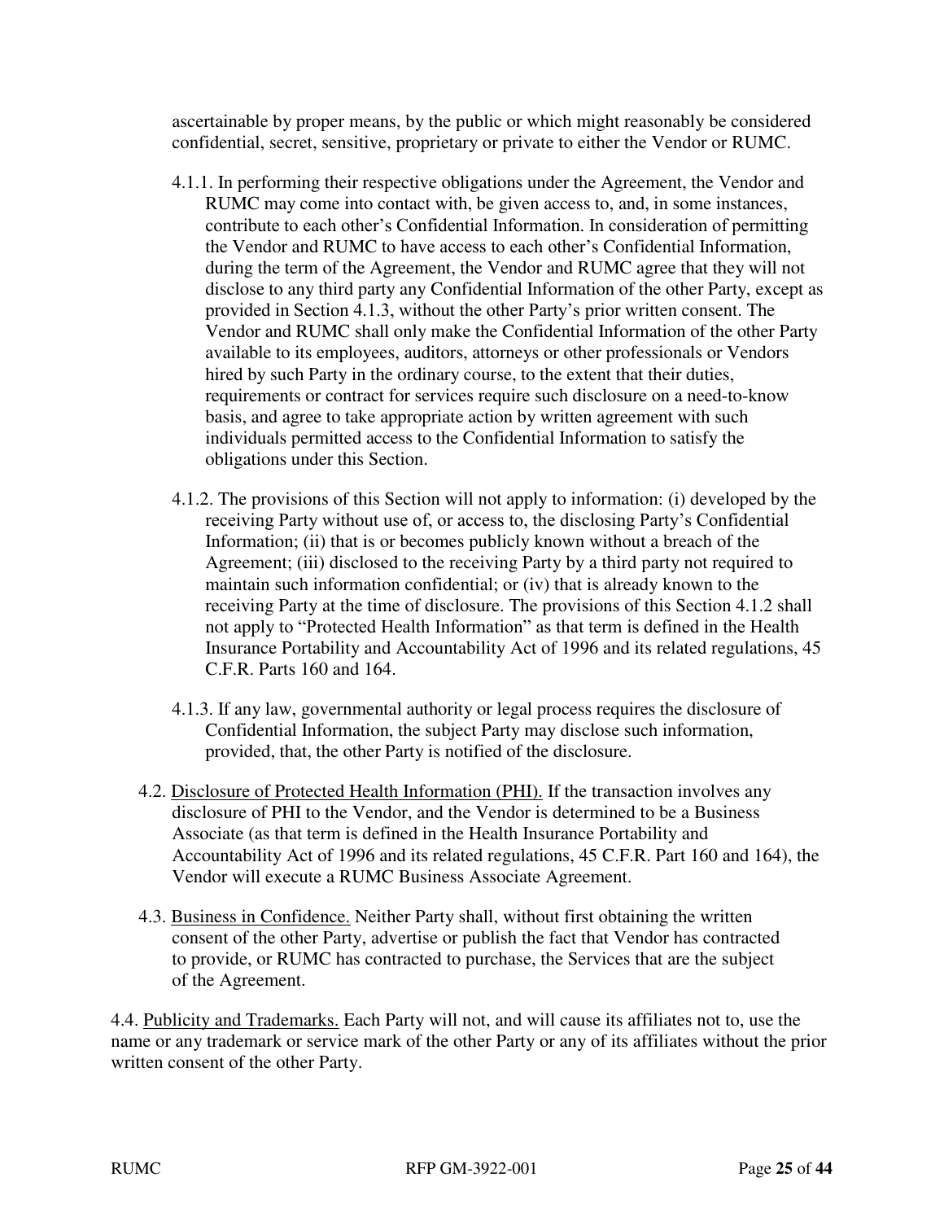ascertainable by proper means, by the public or which might reasonably be considered confidential, secret, sensitive, proprietary or private to either the Vendor or RUMC.

4.1.1. In performing their respective obligations under the Agreement, the Vendor and RUMC may come into contact with, be given access to, and, in some instances, contribute to each other's Confidential Information. In consideration of permitting the Vendor and RUMC to have access to each other's Confidential Information, during the term of the Agreement, the Vendor and RUMC agree that they will not disclose to any third party any Confidential Information of the other Party, except as provided in Section 4.1.3, without the other Party's prior written consent. The Vendor and RUMC shall only make the Confidential Information of the other Party available to its employees, auditors, attorneys or other professionals or Vendors hired by such Party in the ordinary course, to the extent that their duties, requirements or contract for services require such disclosure on a need-to-know basis, and agree to take appropriate action by written agreement with such individuals permitted access to the Confidential Information to satisfy the obligations under this Section.

4.1.2. The provisions of this Section will not apply to information: (i) developed by the receiving Party without use of, or access to, the disclosing Party's Confidential Information; (ii) that is or becomes publicly known without a breach of the Agreement; (iii) disclosed to the receiving Party by a third party not required to maintain such information confidential; or (iv) that is already known to the receiving Party at the time of disclosure. The provisions of this Section 4.1.2 shall not apply to "Protected Health Information" as that term is defined in the Health Insurance Portability and Accountability Act of 1996 and its related regulations, 45 C.F.R. Parts 160 and 164.

4.1.3. If any law, governmental authority or legal process requires the disclosure of Confidential Information, the subject Party may disclose such information, provided, that, the other Party is notified of the disclosure.

4.2. <u>Disclosure of Protected Health Information (PHI).</u> If the transaction involves any disclosure of PHI to the Vendor, and the Vendor is determined to be a Business Associate (as that term is defined in the Health Insurance Portability and Accountability Act of 1996 and its related regulations, 45 C.F.R. Part 160 and 164), the Vendor will execute a RUMC Business Associate Agreement.

4.3. <u>Business in Confidence.</u> Neither Party shall, without first obtaining the written consent of the other Party, advertise or publish the fact that Vendor has contracted to provide, or RUMC has contracted to purchase, the Services that are the subject of the Agreement.

4.4. <u>Publicity and Trademarks.</u> Each Party will not, and will cause its affiliates not to, use the name or any trademark or service mark of the other Party or any of its affiliates without the prior written consent of the other Party.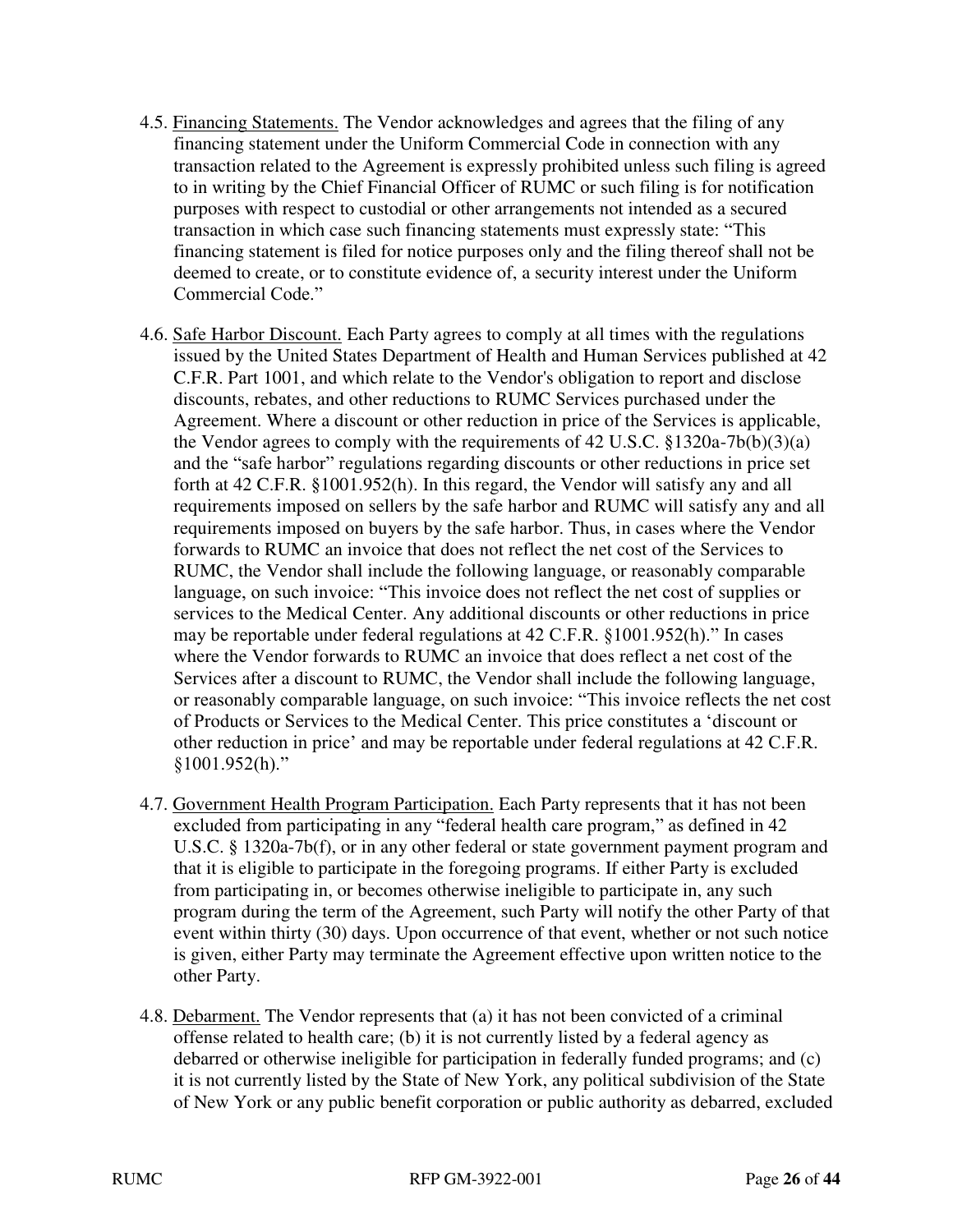4.5. Financing Statements. The Vendor acknowledges and agrees that the filing of any financing statement under the Uniform Commercial Code in connection with any transaction related to the Agreement is expressly prohibited unless such filing is agreed to in writing by the Chief Financial Officer of RUMC or such filing is for notification purposes with respect to custodial or other arrangements not intended as a secured transaction in which case such financing statements must expressly state: "This financing statement is filed for notice purposes only and the filing thereof shall not be deemed to create, or to constitute evidence of, a security interest under the Uniform Commercial Code."

4.6. Safe Harbor Discount. Each Party agrees to comply at all times with the regulations issued by the United States Department of Health and Human Services published at 42 C.F.R. Part 1001, and which relate to the Vendor's obligation to report and disclose discounts, rebates, and other reductions to RUMC Services purchased under the Agreement. Where a discount or other reduction in price of the Services is applicable, the Vendor agrees to comply with the requirements of 42 U.S.C. §1320a-7b(b)(3)(a) and the "safe harbor" regulations regarding discounts or other reductions in price set forth at 42 C.F.R. §1001.952(h). In this regard, the Vendor will satisfy any and all requirements imposed on sellers by the safe harbor and RUMC will satisfy any and all requirements imposed on buyers by the safe harbor. Thus, in cases where the Vendor forwards to RUMC an invoice that does not reflect the net cost of the Services to RUMC, the Vendor shall include the following language, or reasonably comparable language, on such invoice: "This invoice does not reflect the net cost of supplies or services to the Medical Center. Any additional discounts or other reductions in price may be reportable under federal regulations at 42 C.F.R. §1001.952(h)." In cases where the Vendor forwards to RUMC an invoice that does reflect a net cost of the Services after a discount to RUMC, the Vendor shall include the following language, or reasonably comparable language, on such invoice: "This invoice reflects the net cost of Products or Services to the Medical Center. This price constitutes a 'discount or other reduction in price' and may be reportable under federal regulations at 42 C.F.R. §1001.952(h)."

4.7. Government Health Program Participation. Each Party represents that it has not been excluded from participating in any "federal health care program," as defined in 42 U.S.C. § 1320a-7b(f), or in any other federal or state government payment program and that it is eligible to participate in the foregoing programs. If either Party is excluded from participating in, or becomes otherwise ineligible to participate in, any such program during the term of the Agreement, such Party will notify the other Party of that event within thirty (30) days. Upon occurrence of that event, whether or not such notice is given, either Party may terminate the Agreement effective upon written notice to the other Party.

4.8. Debarment. The Vendor represents that (a) it has not been convicted of a criminal offense related to health care; (b) it is not currently listed by a federal agency as debarred or otherwise ineligible for participation in federally funded programs; and (c) it is not currently listed by the State of New York, any political subdivision of the State of New York or any public benefit corporation or public authority as debarred, excluded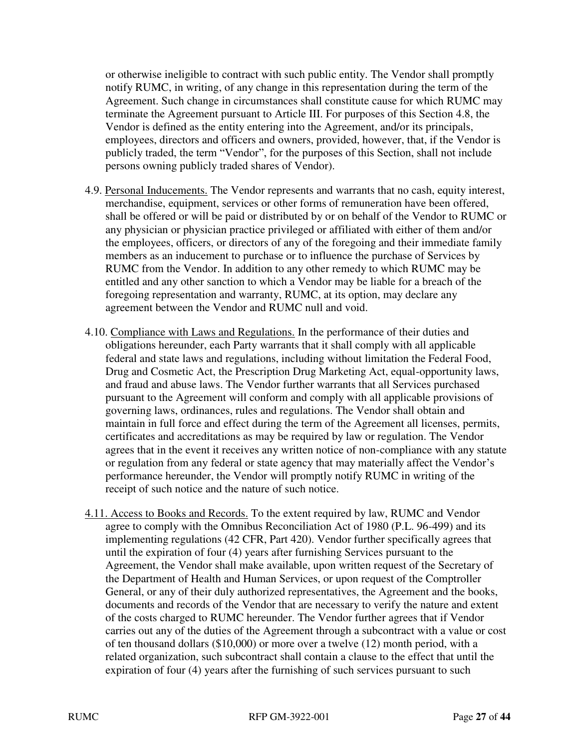or otherwise ineligible to contract with such public entity. The Vendor shall promptly notify RUMC, in writing, of any change in this representation during the term of the Agreement. Such change in circumstances shall constitute cause for which RUMC may terminate the Agreement pursuant to Article III. For purposes of this Section 4.8, the Vendor is defined as the entity entering into the Agreement, and/or its principals, employees, directors and officers and owners, provided, however, that, if the Vendor is publicly traded, the term "Vendor", for the purposes of this Section, shall not include persons owning publicly traded shares of Vendor).

4.9. <u>Personal Inducements.</u> The Vendor represents and warrants that no cash, equity interest, merchandise, equipment, services or other forms of remuneration have been offered, shall be offered or will be paid or distributed by or on behalf of the Vendor to RUMC or any physician or physician practice privileged or affiliated with either of them and/or the employees, officers, or directors of any of the foregoing and their immediate family members as an inducement to purchase or to influence the purchase of Services by RUMC from the Vendor. In addition to any other remedy to which RUMC may be entitled and any other sanction to which a Vendor may be liable for a breach of the foregoing representation and warranty, RUMC, at its option, may declare any agreement between the Vendor and RUMC null and void.

4.10. <u>Compliance with Laws and Regulations.</u> In the performance of their duties and obligations hereunder, each Party warrants that it shall comply with all applicable federal and state laws and regulations, including without limitation the Federal Food, Drug and Cosmetic Act, the Prescription Drug Marketing Act, equal-opportunity laws, and fraud and abuse laws. The Vendor further warrants that all Services purchased pursuant to the Agreement will conform and comply with all applicable provisions of governing laws, ordinances, rules and regulations. The Vendor shall obtain and maintain in full force and effect during the term of the Agreement all licenses, permits, certificates and accreditations as may be required by law or regulation. The Vendor agrees that in the event it receives any written notice of non-compliance with any statute or regulation from any federal or state agency that may materially affect the Vendor's performance hereunder, the Vendor will promptly notify RUMC in writing of the receipt of such notice and the nature of such notice.

<u>4.11. Access to Books and Records.</u> To the extent required by law, RUMC and Vendor agree to comply with the Omnibus Reconciliation Act of 1980 (P.L. 96-499) and its implementing regulations (42 CFR, Part 420). Vendor further specifically agrees that until the expiration of four (4) years after furnishing Services pursuant to the Agreement, the Vendor shall make available, upon written request of the Secretary of the Department of Health and Human Services, or upon request of the Comptroller General, or any of their duly authorized representatives, the Agreement and the books, documents and records of the Vendor that are necessary to verify the nature and extent of the costs charged to RUMC hereunder. The Vendor further agrees that if Vendor carries out any of the duties of the Agreement through a subcontract with a value or cost of ten thousand dollars ($10,000) or more over a twelve (12) month period, with a related organization, such subcontract shall contain a clause to the effect that until the expiration of four (4) years after the furnishing of such services pursuant to such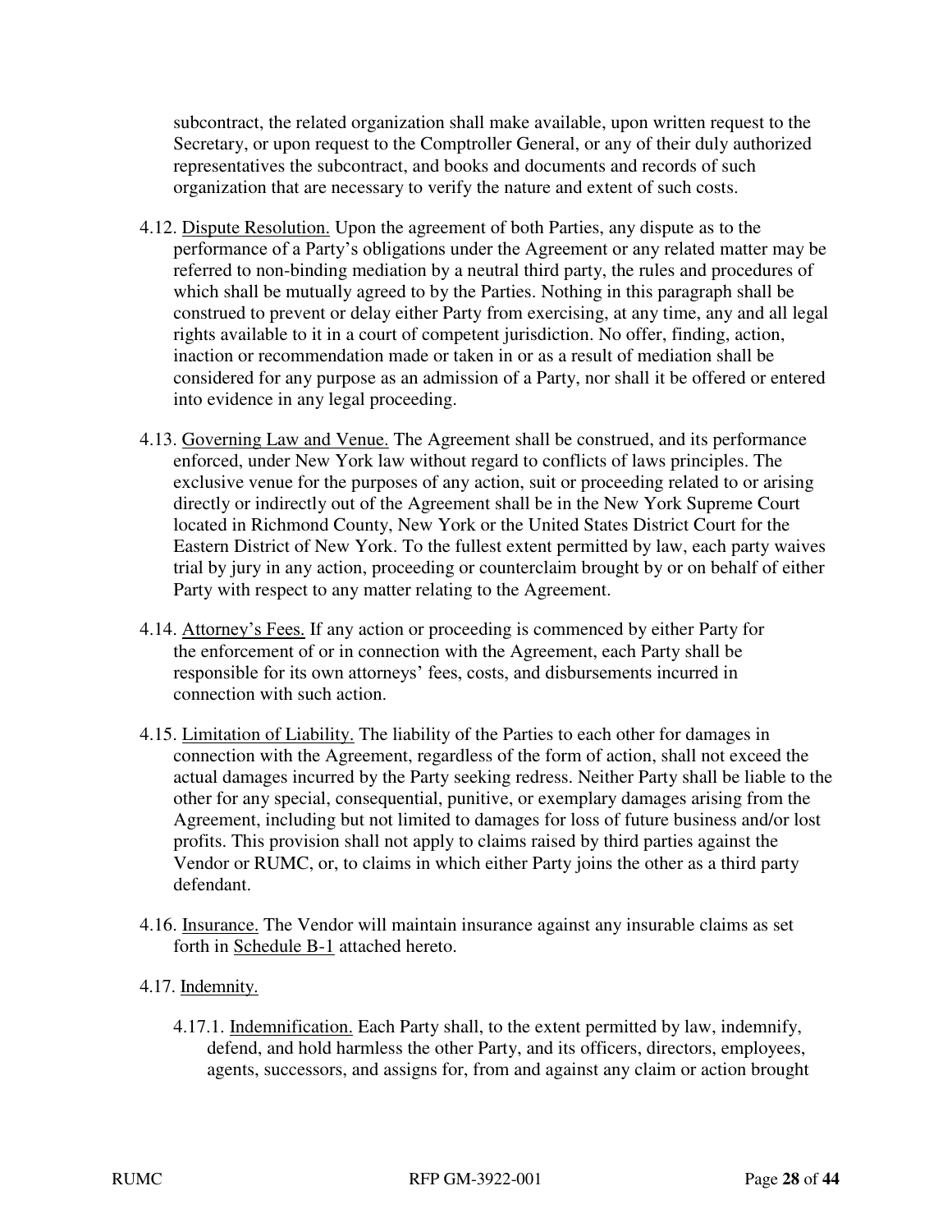subcontract, the related organization shall make available, upon written request to the Secretary, or upon request to the Comptroller General, or any of their duly authorized representatives the subcontract, and books and documents and records of such organization that are necessary to verify the nature and extent of such costs.

4.12. Dispute Resolution. Upon the agreement of both Parties, any dispute as to the performance of a Party's obligations under the Agreement or any related matter may be referred to non-binding mediation by a neutral third party, the rules and procedures of which shall be mutually agreed to by the Parties. Nothing in this paragraph shall be construed to prevent or delay either Party from exercising, at any time, any and all legal rights available to it in a court of competent jurisdiction. No offer, finding, action, inaction or recommendation made or taken in or as a result of mediation shall be considered for any purpose as an admission of a Party, nor shall it be offered or entered into evidence in any legal proceeding.

4.13. Governing Law and Venue. The Agreement shall be construed, and its performance enforced, under New York law without regard to conflicts of laws principles. The exclusive venue for the purposes of any action, suit or proceeding related to or arising directly or indirectly out of the Agreement shall be in the New York Supreme Court located in Richmond County, New York or the United States District Court for the Eastern District of New York. To the fullest extent permitted by law, each party waives trial by jury in any action, proceeding or counterclaim brought by or on behalf of either Party with respect to any matter relating to the Agreement.

4.14. Attorney's Fees. If any action or proceeding is commenced by either Party for the enforcement of or in connection with the Agreement, each Party shall be responsible for its own attorneys' fees, costs, and disbursements incurred in connection with such action.

4.15. Limitation of Liability. The liability of the Parties to each other for damages in connection with the Agreement, regardless of the form of action, shall not exceed the actual damages incurred by the Party seeking redress. Neither Party shall be liable to the other for any special, consequential, punitive, or exemplary damages arising from the Agreement, including but not limited to damages for loss of future business and/or lost profits. This provision shall not apply to claims raised by third parties against the Vendor or RUMC, or, to claims in which either Party joins the other as a third party defendant.

4.16. Insurance. The Vendor will maintain insurance against any insurable claims as set forth in Schedule B-1 attached hereto.

4.17. Indemnity.

4.17.1. Indemnification. Each Party shall, to the extent permitted by law, indemnify, defend, and hold harmless the other Party, and its officers, directors, employees, agents, successors, and assigns for, from and against any claim or action brought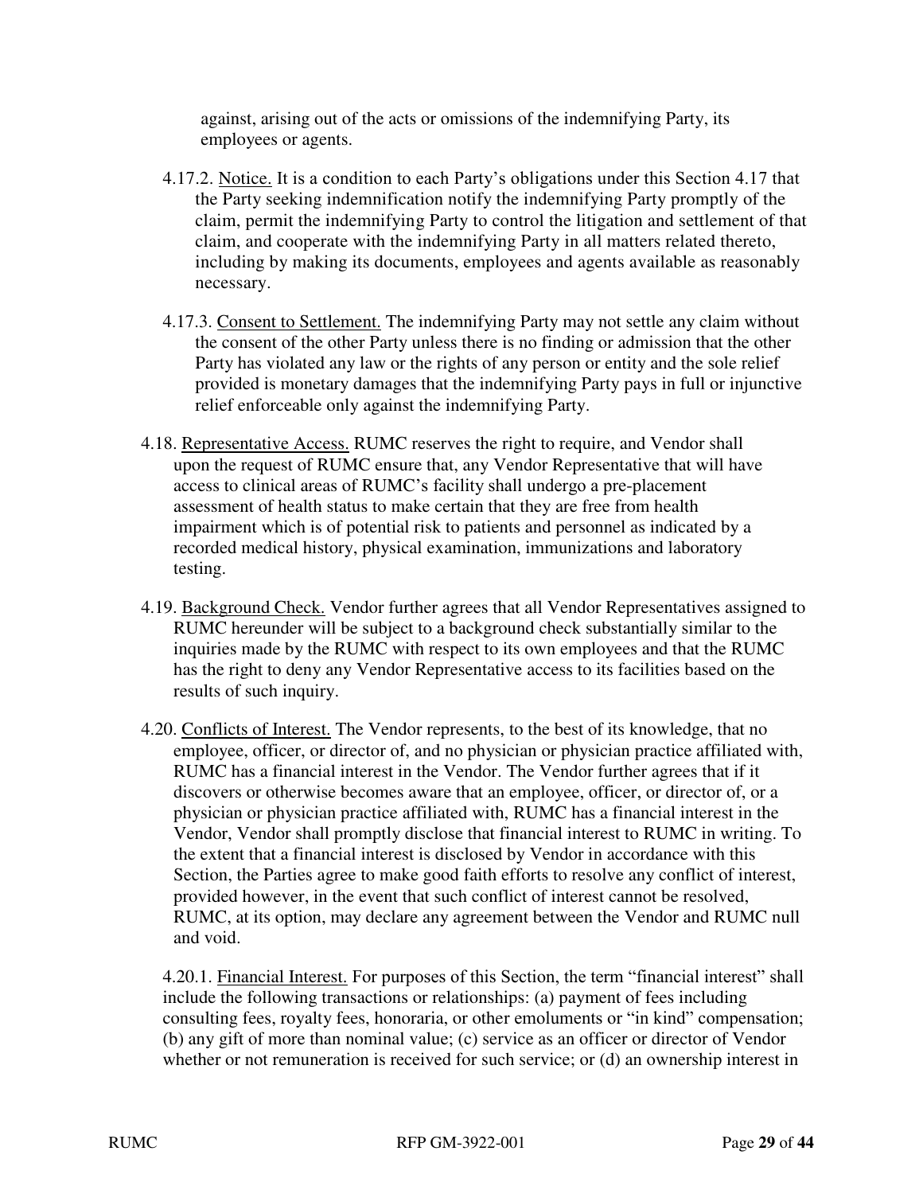against, arising out of the acts or omissions of the indemnifying Party, its employees or agents.

4.17.2. Notice. It is a condition to each Party's obligations under this Section 4.17 that the Party seeking indemnification notify the indemnifying Party promptly of the claim, permit the indemnifying Party to control the litigation and settlement of that claim, and cooperate with the indemnifying Party in all matters related thereto, including by making its documents, employees and agents available as reasonably necessary.

4.17.3. Consent to Settlement. The indemnifying Party may not settle any claim without the consent of the other Party unless there is no finding or admission that the other Party has violated any law or the rights of any person or entity and the sole relief provided is monetary damages that the indemnifying Party pays in full or injunctive relief enforceable only against the indemnifying Party.

4.18. Representative Access. RUMC reserves the right to require, and Vendor shall upon the request of RUMC ensure that, any Vendor Representative that will have access to clinical areas of RUMC's facility shall undergo a pre-placement assessment of health status to make certain that they are free from health impairment which is of potential risk to patients and personnel as indicated by a recorded medical history, physical examination, immunizations and laboratory testing.

4.19. Background Check. Vendor further agrees that all Vendor Representatives assigned to RUMC hereunder will be subject to a background check substantially similar to the inquiries made by the RUMC with respect to its own employees and that the RUMC has the right to deny any Vendor Representative access to its facilities based on the results of such inquiry.

4.20. Conflicts of Interest. The Vendor represents, to the best of its knowledge, that no employee, officer, or director of, and no physician or physician practice affiliated with, RUMC has a financial interest in the Vendor. The Vendor further agrees that if it discovers or otherwise becomes aware that an employee, officer, or director of, or a physician or physician practice affiliated with, RUMC has a financial interest in the Vendor, Vendor shall promptly disclose that financial interest to RUMC in writing. To the extent that a financial interest is disclosed by Vendor in accordance with this Section, the Parties agree to make good faith efforts to resolve any conflict of interest, provided however, in the event that such conflict of interest cannot be resolved, RUMC, at its option, may declare any agreement between the Vendor and RUMC null and void.

4.20.1. Financial Interest. For purposes of this Section, the term "financial interest" shall include the following transactions or relationships: (a) payment of fees including consulting fees, royalty fees, honoraria, or other emoluments or "in kind" compensation; (b) any gift of more than nominal value; (c) service as an officer or director of Vendor whether or not remuneration is received for such service; or (d) an ownership interest in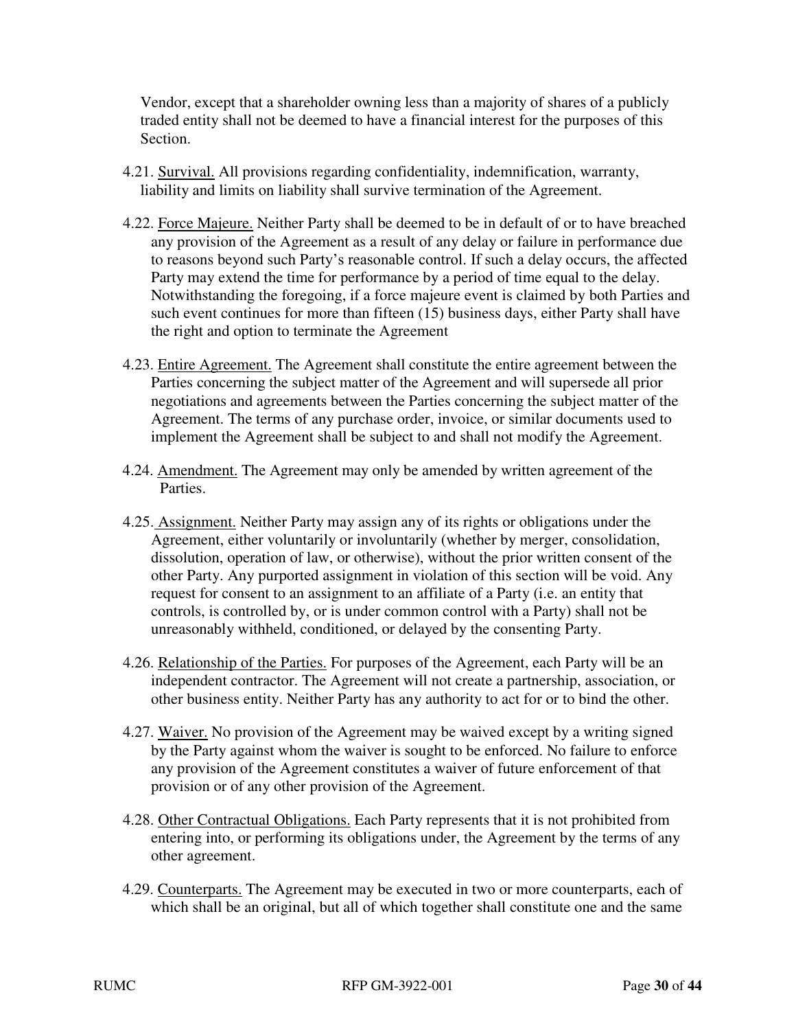Vendor, except that a shareholder owning less than a majority of shares of a publicly traded entity shall not be deemed to have a financial interest for the purposes of this Section.

4.21. <u>Survival.</u> All provisions regarding confidentiality, indemnification, warranty, liability and limits on liability shall survive termination of the Agreement.

4.22. <u>Force Majeure.</u> Neither Party shall be deemed to be in default of or to have breached any provision of the Agreement as a result of any delay or failure in performance due to reasons beyond such Party's reasonable control. If such a delay occurs, the affected Party may extend the time for performance by a period of time equal to the delay. Notwithstanding the foregoing, if a force majeure event is claimed by both Parties and such event continues for more than fifteen (15) business days, either Party shall have the right and option to terminate the Agreement

4.23. <u>Entire Agreement.</u> The Agreement shall constitute the entire agreement between the Parties concerning the subject matter of the Agreement and will supersede all prior negotiations and agreements between the Parties concerning the subject matter of the Agreement. The terms of any purchase order, invoice, or similar documents used to implement the Agreement shall be subject to and shall not modify the Agreement.

4.24. <u>Amendment.</u> The Agreement may only be amended by written agreement of the Parties.

4.25. <u>Assignment.</u> Neither Party may assign any of its rights or obligations under the Agreement, either voluntarily or involuntarily (whether by merger, consolidation, dissolution, operation of law, or otherwise), without the prior written consent of the other Party. Any purported assignment in violation of this section will be void. Any request for consent to an assignment to an affiliate of a Party (i.e. an entity that controls, is controlled by, or is under common control with a Party) shall not be unreasonably withheld, conditioned, or delayed by the consenting Party.

4.26. <u>Relationship of the Parties.</u> For purposes of the Agreement, each Party will be an independent contractor. The Agreement will not create a partnership, association, or other business entity. Neither Party has any authority to act for or to bind the other.

4.27. <u>Waiver.</u> No provision of the Agreement may be waived except by a writing signed by the Party against whom the waiver is sought to be enforced. No failure to enforce any provision of the Agreement constitutes a waiver of future enforcement of that provision or of any other provision of the Agreement.

4.28. <u>Other Contractual Obligations.</u> Each Party represents that it is not prohibited from entering into, or performing its obligations under, the Agreement by the terms of any other agreement.

4.29. <u>Counterparts.</u> The Agreement may be executed in two or more counterparts, each of which shall be an original, but all of which together shall constitute one and the same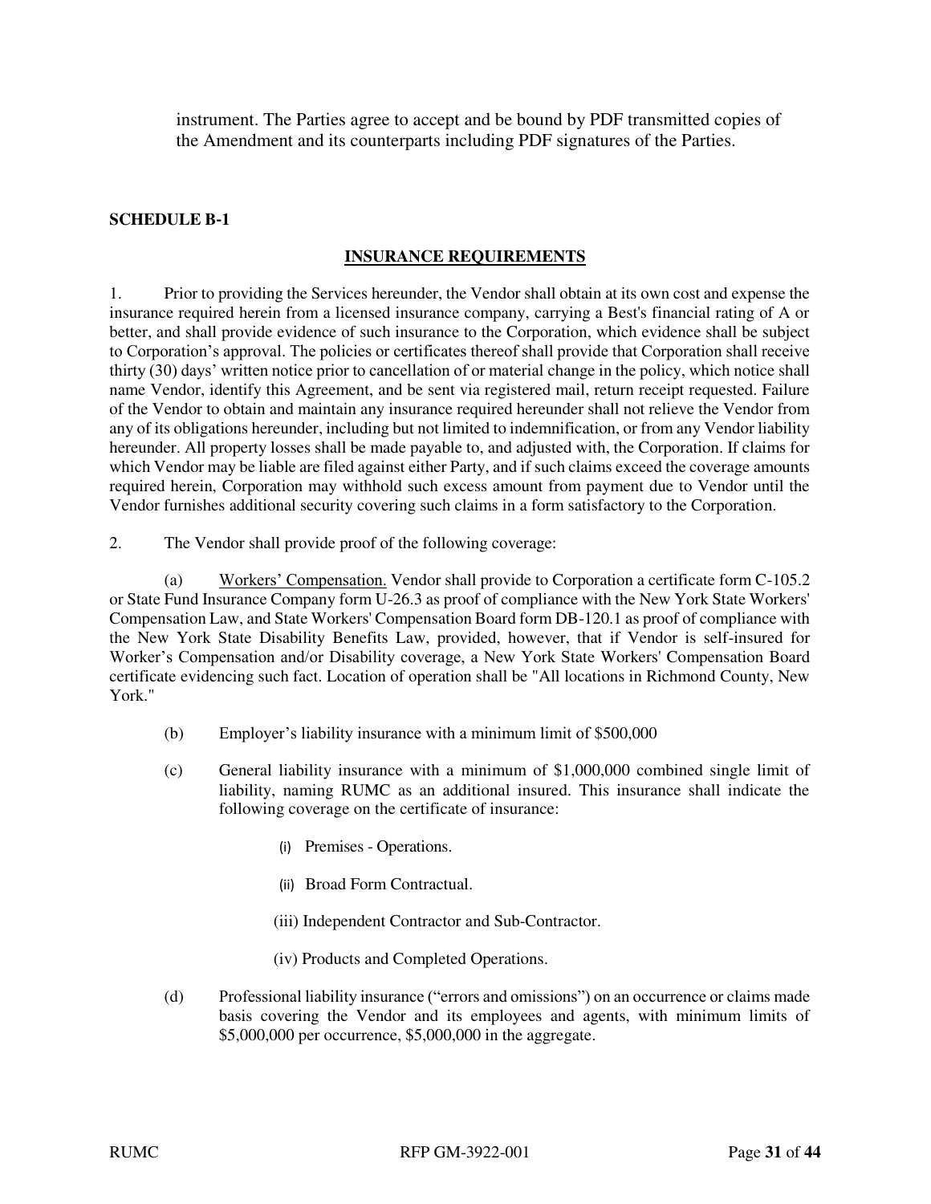instrument. The Parties agree to accept and be bound by PDF transmitted copies of the Amendment and its counterparts including PDF signatures of the Parties.

**SCHEDULE B-1**

**INSURANCE REQUIREMENTS**

1. Prior to providing the Services hereunder, the Vendor shall obtain at its own cost and expense the insurance required herein from a licensed insurance company, carrying a Best's financial rating of A or better, and shall provide evidence of such insurance to the Corporation, which evidence shall be subject to Corporation's approval. The policies or certificates thereof shall provide that Corporation shall receive thirty (30) days' written notice prior to cancellation of or material change in the policy, which notice shall name Vendor, identify this Agreement, and be sent via registered mail, return receipt requested. Failure of the Vendor to obtain and maintain any insurance required hereunder shall not relieve the Vendor from any of its obligations hereunder, including but not limited to indemnification, or from any Vendor liability hereunder. All property losses shall be made payable to, and adjusted with, the Corporation. If claims for which Vendor may be liable are filed against either Party, and if such claims exceed the coverage amounts required herein, Corporation may withhold such excess amount from payment due to Vendor until the Vendor furnishes additional security covering such claims in a form satisfactory to the Corporation.

2. The Vendor shall provide proof of the following coverage:

(a) Workers' Compensation. Vendor shall provide to Corporation a certificate form C-105.2 or State Fund Insurance Company form U-26.3 as proof of compliance with the New York State Workers' Compensation Law, and State Workers' Compensation Board form DB-120.1 as proof of compliance with the New York State Disability Benefits Law, provided, however, that if Vendor is self-insured for Worker's Compensation and/or Disability coverage, a New York State Workers' Compensation Board certificate evidencing such fact. Location of operation shall be "All locations in Richmond County, New York."

(b) Employer's liability insurance with a minimum limit of $500,000

(c) General liability insurance with a minimum of $1,000,000 combined single limit of liability, naming RUMC as an additional insured. This insurance shall indicate the following coverage on the certificate of insurance:

(i) Premises - Operations.

(ii) Broad Form Contractual.

(iii) Independent Contractor and Sub-Contractor.

(iv) Products and Completed Operations.

(d) Professional liability insurance ("errors and omissions") on an occurrence or claims made basis covering the Vendor and its employees and agents, with minimum limits of $5,000,000 per occurrence, $5,000,000 in the aggregate.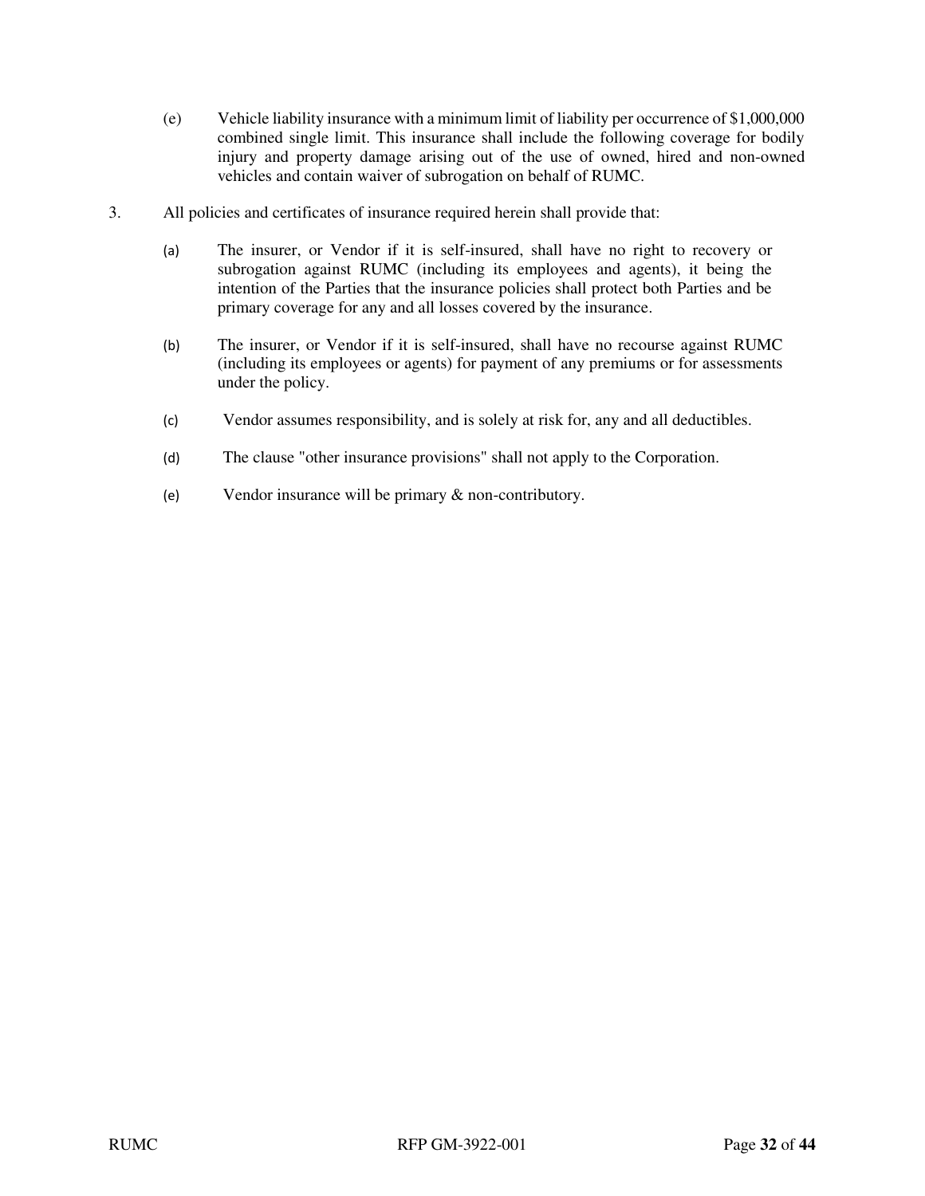(e) Vehicle liability insurance with a minimum limit of liability per occurrence of $1,000,000 combined single limit. This insurance shall include the following coverage for bodily injury and property damage arising out of the use of owned, hired and non-owned vehicles and contain waiver of subrogation on behalf of RUMC.

3. All policies and certificates of insurance required herein shall provide that:

   (a) The insurer, or Vendor if it is self-insured, shall have no right to recovery or subrogation against RUMC (including its employees and agents), it being the intention of the Parties that the insurance policies shall protect both Parties and be primary coverage for any and all losses covered by the insurance.

   (b) The insurer, or Vendor if it is self-insured, shall have no recourse against RUMC (including its employees or agents) for payment of any premiums or for assessments under the policy.

   (c) Vendor assumes responsibility, and is solely at risk for, any and all deductibles.

   (d) The clause "other insurance provisions" shall not apply to the Corporation.

   (e) Vendor insurance will be primary & non-contributory.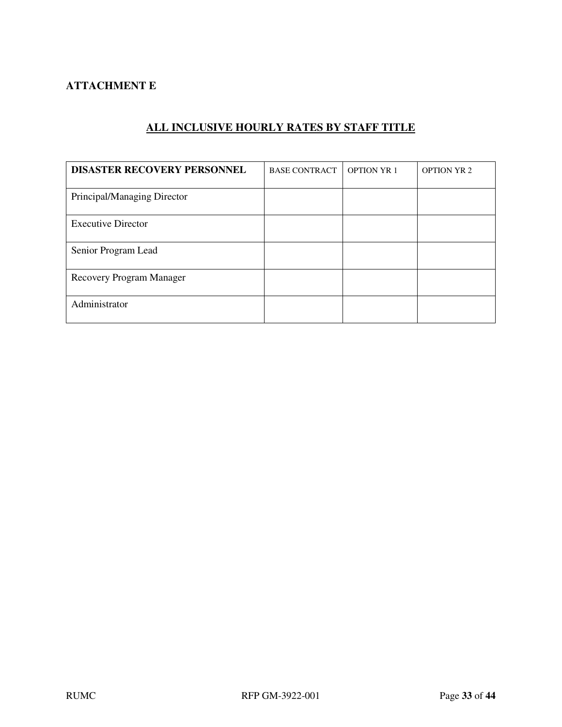**ATTACHMENT E**

## ALL INCLUSIVE HOURLY RATES BY STAFF TITLE

| DISASTER RECOVERY PERSONNEL | BASE CONTRACT | OPTION YR 1 | OPTION YR 2 |
|---|---|---|---|
| Principal/Managing Director | | | |
| Executive Director | | | |
| Senior Program Lead | | | |
| Recovery Program Manager | | | |
| Administrator | | | |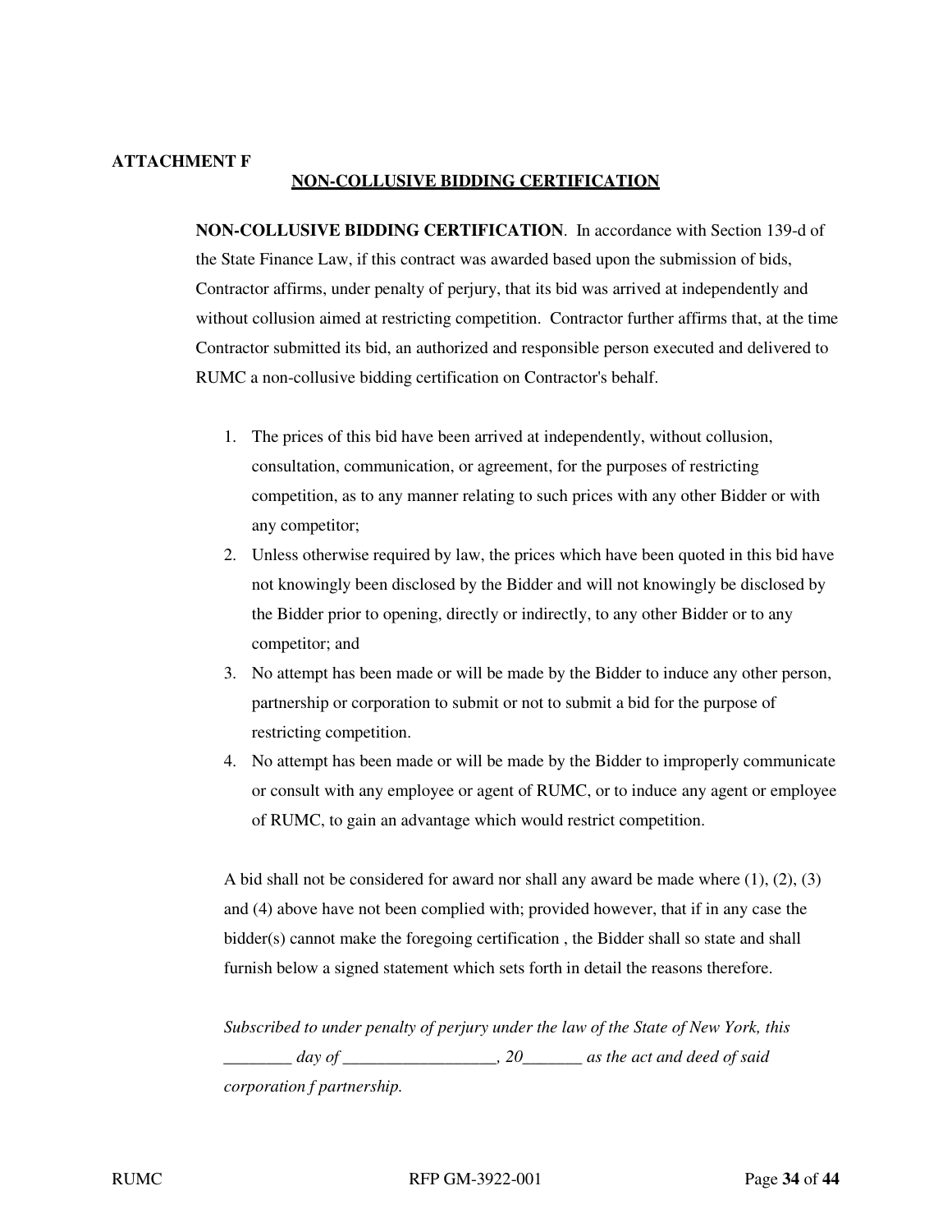**ATTACHMENT F**

## NON-COLLUSIVE BIDDING CERTIFICATION

**NON-COLLUSIVE BIDDING CERTIFICATION**. In accordance with Section 139-d of the State Finance Law, if this contract was awarded based upon the submission of bids, Contractor affirms, under penalty of perjury, that its bid was arrived at independently and without collusion aimed at restricting competition. Contractor further affirms that, at the time Contractor submitted its bid, an authorized and responsible person executed and delivered to RUMC a non-collusive bidding certification on Contractor's behalf.

1. The prices of this bid have been arrived at independently, without collusion, consultation, communication, or agreement, for the purposes of restricting competition, as to any manner relating to such prices with any other Bidder or with any competitor;
2. Unless otherwise required by law, the prices which have been quoted in this bid have not knowingly been disclosed by the Bidder and will not knowingly be disclosed by the Bidder prior to opening, directly or indirectly, to any other Bidder or to any competitor; and
3. No attempt has been made or will be made by the Bidder to induce any other person, partnership or corporation to submit or not to submit a bid for the purpose of restricting competition.
4. No attempt has been made or will be made by the Bidder to improperly communicate or consult with any employee or agent of RUMC, or to induce any agent or employee of RUMC, to gain an advantage which would restrict competition.

A bid shall not be considered for award nor shall any award be made where (1), (2), (3) and (4) above have not been complied with; provided however, that if in any case the bidder(s) cannot make the foregoing certification , the Bidder shall so state and shall furnish below a signed statement which sets forth in detail the reasons therefore.

*Subscribed to under penalty of perjury under the law of the State of New York, this ________ day of __________________, 20_______ as the act and deed of said corporation f partnership.*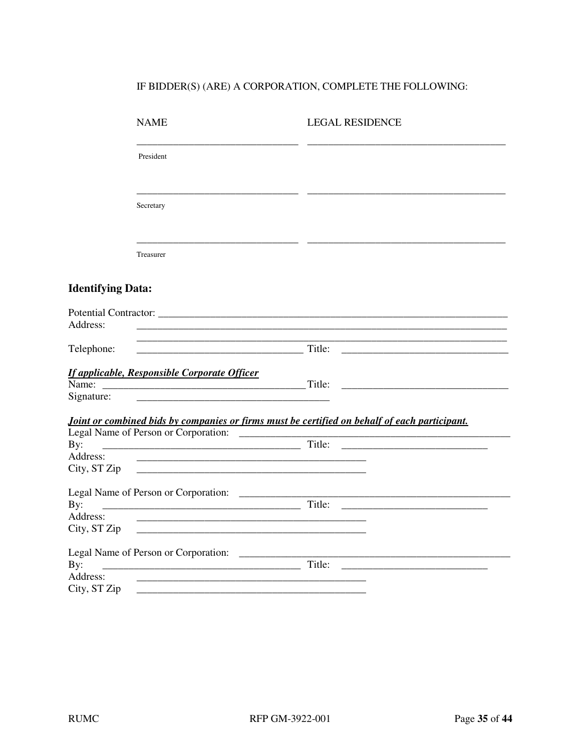IF BIDDER(S) (ARE) A CORPORATION, COMPLETE THE FOLLOWING:

| NAME | LEGAL RESIDENCE |
| --- | --- |
| _______________________________ President | _______________________________________ |
| _______________________________ Secretary | _______________________________________ |
| _______________________________ Treasurer | _______________________________________ |

## Identifying Data:

Potential Contractor: _____________________________________________________________________

Address: _________________________________________________________________________

_________________________________________________________________________

Telephone: ________________________________ Title: ________________________________

***If applicable, Responsible Corporate Officer***

Name: ________________________________________ Title: ________________________________

Signature: ____________________________________

***Joint or combined bids by companies or firms must be certified on behalf of each participant.***

Legal Name of Person or Corporation: _____________________________________________________

By: ______________________________________ Title: ____________________________

Address: _____________________________________________

City, ST Zip _____________________________________________

Legal Name of Person or Corporation: _____________________________________________________

By: ______________________________________ Title: ____________________________

Address: _____________________________________________

City, ST Zip _____________________________________________

Legal Name of Person or Corporation: _____________________________________________________

By: ______________________________________ Title: ____________________________

Address: _____________________________________________

City, ST Zip _____________________________________________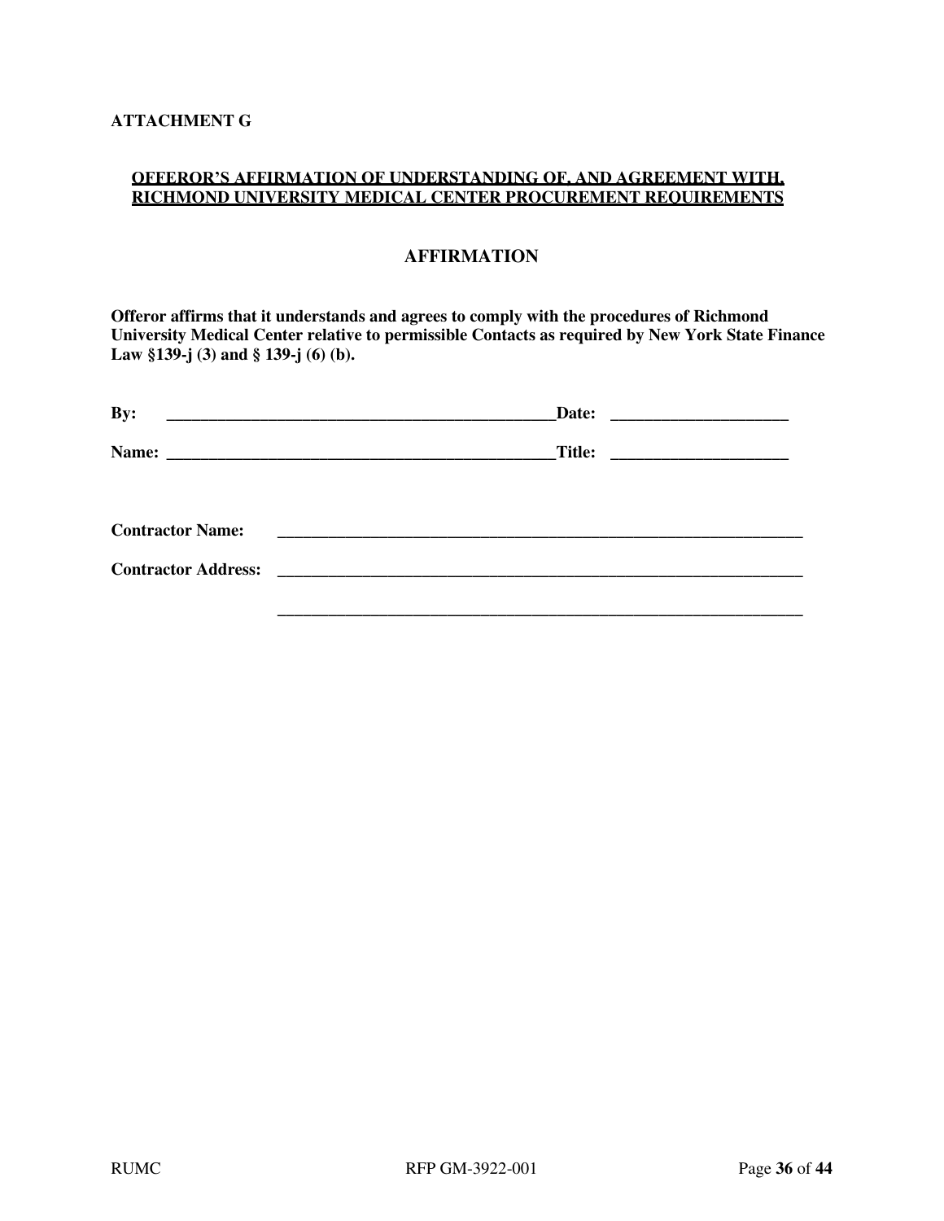**ATTACHMENT G**

**OFFEROR'S AFFIRMATION OF UNDERSTANDING OF, AND AGREEMENT WITH, RICHMOND UNIVERSITY MEDICAL CENTER PROCUREMENT REQUIREMENTS**

## AFFIRMATION

**Offeror affirms that it understands and agrees to comply with the procedures of Richmond University Medical Center relative to permissible Contacts as required by New York State Finance Law §139-j (3) and § 139-j (6) (b).**

**By:** _______________________________________________ **Date:** _____________________

**Name:** _______________________________________________ **Title:** _____________________

**Contractor Name:** _________________________________________________________________

**Contractor Address:** _________________________________________________________________

_________________________________________________________________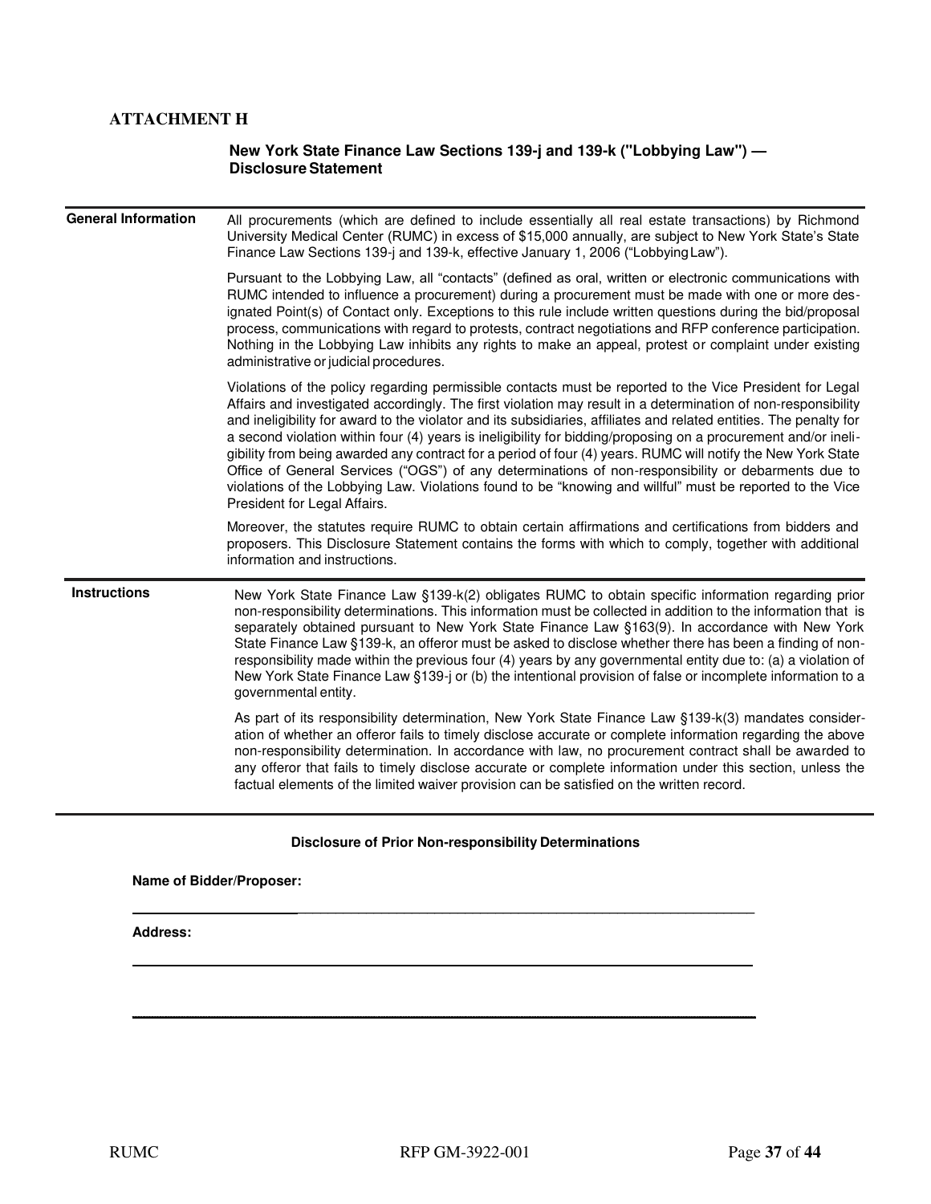## ATTACHMENT H

### New York State Finance Law Sections 139-j and 139-k ("Lobbying Law") — Disclosure Statement

**General Information**

All procurements (which are defined to include essentially all real estate transactions) by Richmond University Medical Center (RUMC) in excess of $15,000 annually, are subject to New York State's State Finance Law Sections 139-j and 139-k, effective January 1, 2006 ("Lobbying Law").

Pursuant to the Lobbying Law, all "contacts" (defined as oral, written or electronic communications with RUMC intended to influence a procurement) during a procurement must be made with one or more designated Point(s) of Contact only. Exceptions to this rule include written questions during the bid/proposal process, communications with regard to protests, contract negotiations and RFP conference participation. Nothing in the Lobbying Law inhibits any rights to make an appeal, protest or complaint under existing administrative or judicial procedures.

Violations of the policy regarding permissible contacts must be reported to the Vice President for Legal Affairs and investigated accordingly. The first violation may result in a determination of non-responsibility and ineligibility for award to the violator and its subsidiaries, affiliates and related entities. The penalty for a second violation within four (4) years is ineligibility for bidding/proposing on a procurement and/or ineligibility from being awarded any contract for a period of four (4) years. RUMC will notify the New York State Office of General Services ("OGS") of any determinations of non-responsibility or debarments due to violations of the Lobbying Law. Violations found to be "knowing and willful" must be reported to the Vice President for Legal Affairs.

Moreover, the statutes require RUMC to obtain certain affirmations and certifications from bidders and proposers. This Disclosure Statement contains the forms with which to comply, together with additional information and instructions.

**Instructions**

New York State Finance Law §139-k(2) obligates RUMC to obtain specific information regarding prior non-responsibility determinations. This information must be collected in addition to the information that is separately obtained pursuant to New York State Finance Law §163(9). In accordance with New York State Finance Law §139-k, an offeror must be asked to disclose whether there has been a finding of non-responsibility made within the previous four (4) years by any governmental entity due to: (a) a violation of New York State Finance Law §139-j or (b) the intentional provision of false or incomplete information to a governmental entity.

As part of its responsibility determination, New York State Finance Law §139-k(3) mandates consideration of whether an offeror fails to timely disclose accurate or complete information regarding the above non-responsibility determination. In accordance with law, no procurement contract shall be awarded to any offeror that fails to timely disclose accurate or complete information under this section, unless the factual elements of the limited waiver provision can be satisfied on the written record.

#### Disclosure of Prior Non-responsibility Determinations

**Name of Bidder/Proposer:**

______________________________________________________________________

**Address:**

______________________________________________________________________

______________________________________________________________________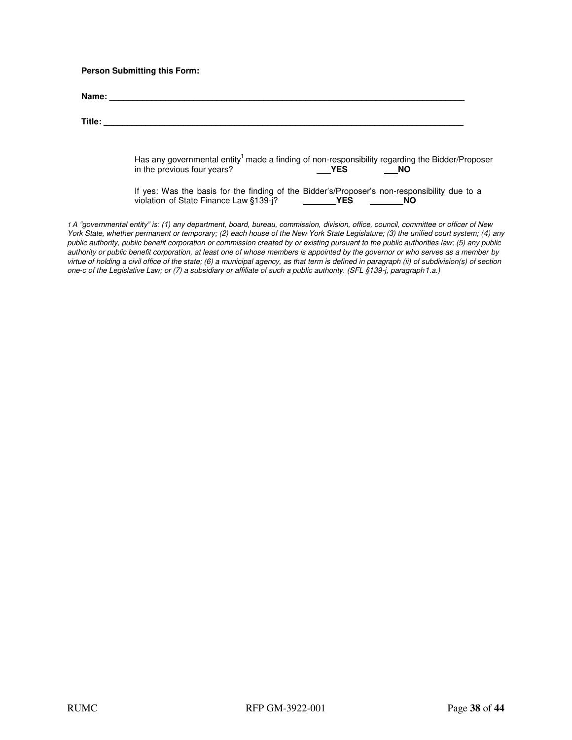**Person Submitting this Form:**

**Name:** ______________________________________________________________________________

**Title:** ______________________________________________________________________________

Has any governmental entity[1] made a finding of non-responsibility regarding the Bidder/Proposer in the previous four years? ___**YES** ___**NO**

If yes: Was the basis for the finding of the Bidder's/Proposer's non-responsibility due to a violation of State Finance Law §139-j? _______**YES** _______**NO**

*1 A "governmental entity" is: (1) any department, board, bureau, commission, division, office, council, committee or officer of New York State, whether permanent or temporary; (2) each house of the New York State Legislature; (3) the unified court system; (4) any public authority, public benefit corporation or commission created by or existing pursuant to the public authorities law; (5) any public authority or public benefit corporation, at least one of whose members is appointed by the governor or who serves as a member by virtue of holding a civil office of the state; (6) a municipal agency, as that term is defined in paragraph (ii) of subdivision(s) of section one-c of the Legislative Law; or (7) a subsidiary or affiliate of such a public authority. (SFL §139-j, paragraph 1.a.)*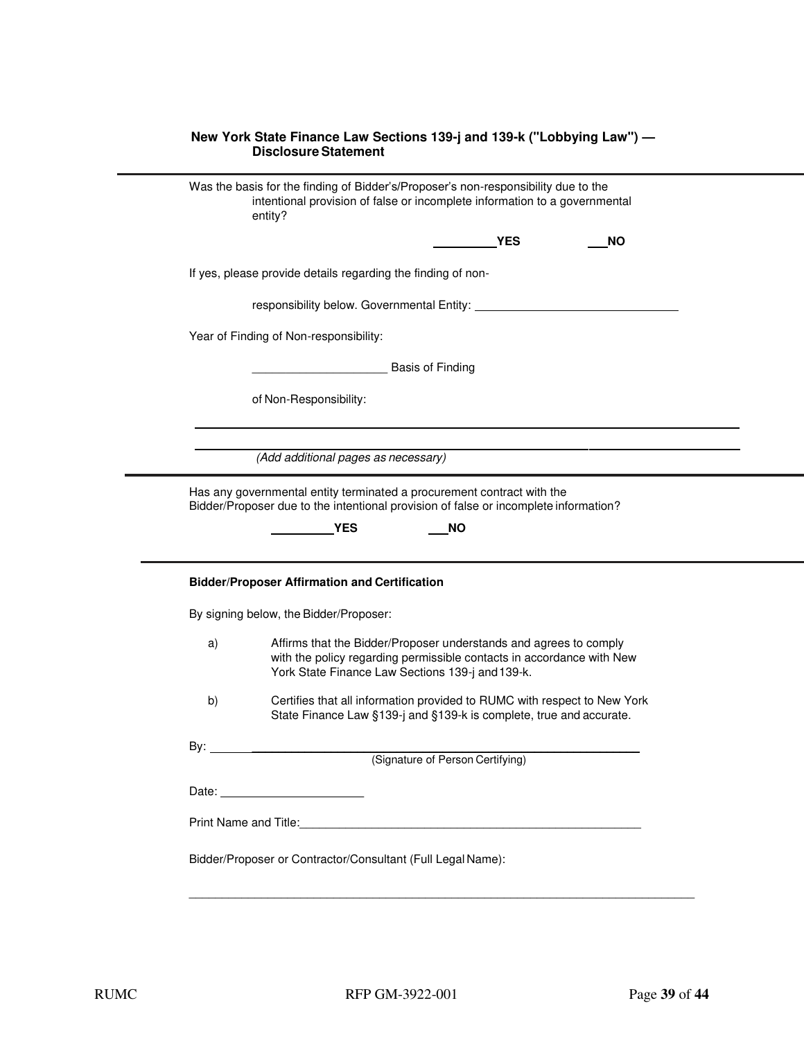## New York State Finance Law Sections 139-j and 139-k ("Lobbying Law") — Disclosure Statement

---

Was the basis for the finding of Bidder's/Proposer's non-responsibility due to the intentional provision of false or incomplete information to a governmental entity?

_________YES ___NO

If yes, please provide details regarding the finding of non-responsibility below. Governmental Entity: ______________________________

Year of Finding of Non-responsibility:

____________________ Basis of Finding of Non-Responsibility:

______________________________________________________________________________

______________________________________________________________________________

*(Add additional pages as necessary)*

---

Has any governmental entity terminated a procurement contract with the Bidder/Proposer due to the intentional provision of false or incomplete information?

_________YES ___NO

---

**Bidder/Proposer Affirmation and Certification**

By signing below, the Bidder/Proposer:

a) Affirms that the Bidder/Proposer understands and agrees to comply with the policy regarding permissible contacts in accordance with New York State Finance Law Sections 139-j and 139-k.

b) Certifies that all information provided to RUMC with respect to New York State Finance Law §139-j and §139-k is complete, true and accurate.

By: ______________________________________________________________
(Signature of Person Certifying)

Date: ______________________

Print Name and Title:_____________________________________________________

Bidder/Proposer or Contractor/Consultant (Full Legal Name):

______________________________________________________________________________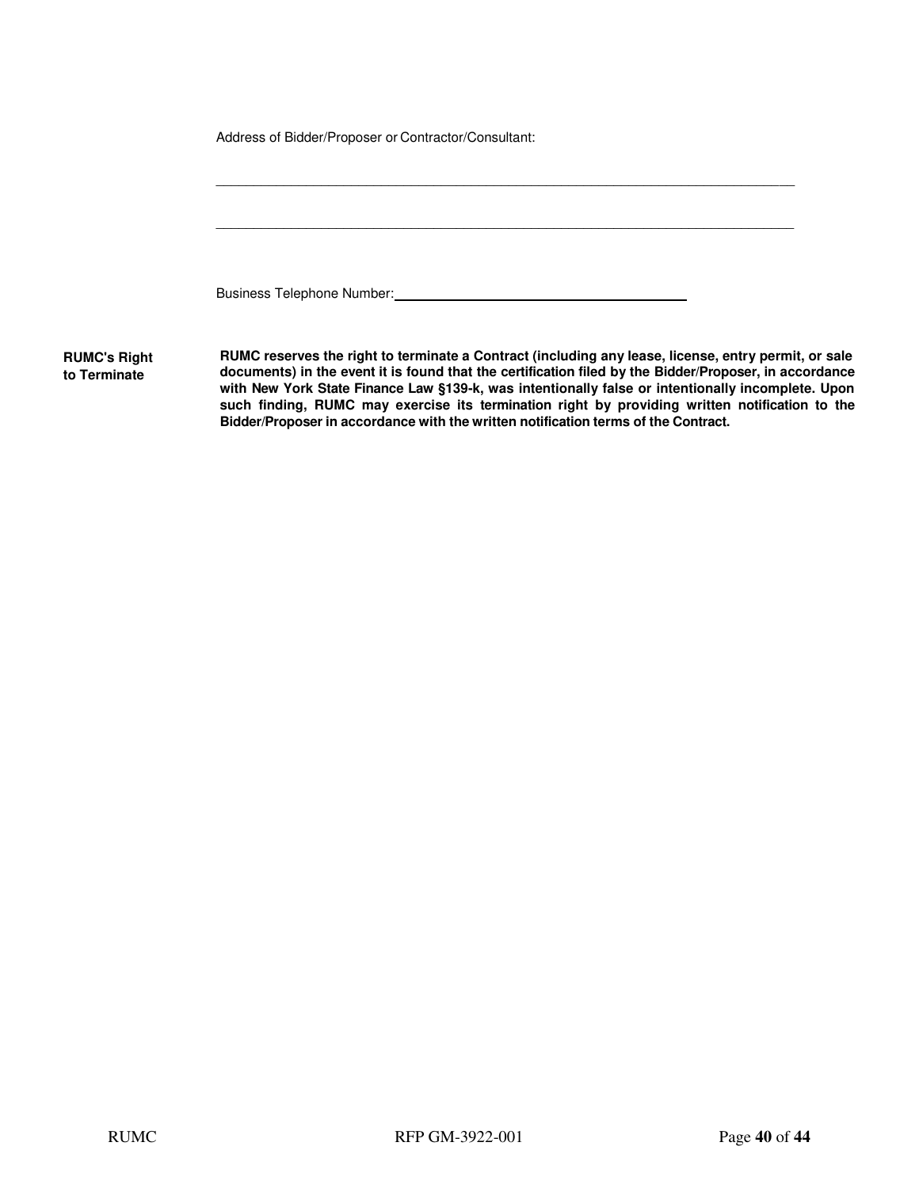Address of Bidder/Proposer or Contractor/Consultant:

\_\_\_\_\_\_\_\_\_\_\_\_\_\_\_\_\_\_\_\_\_\_\_\_\_\_\_\_\_\_\_\_\_\_\_\_\_\_\_\_\_\_\_\_\_\_\_\_\_\_\_\_\_\_\_\_\_\_\_\_\_\_\_\_\_\_\_\_\_\_\_\_\_\_\_\_

\_\_\_\_\_\_\_\_\_\_\_\_\_\_\_\_\_\_\_\_\_\_\_\_\_\_\_\_\_\_\_\_\_\_\_\_\_\_\_\_\_\_\_\_\_\_\_\_\_\_\_\_\_\_\_\_\_\_\_\_\_\_\_\_\_\_\_\_\_\_\_\_\_\_\_\_

Business Telephone Number:\_\_\_\_\_\_\_\_\_\_\_\_\_\_\_\_\_\_\_\_\_\_\_\_\_\_\_\_\_\_\_\_\_\_\_\_\_\_\_\_

**RUMC's Right to Terminate**

**RUMC reserves the right to terminate a Contract (including any lease, license, entry permit, or sale documents) in the event it is found that the certification filed by the Bidder/Proposer, in accordance with New York State Finance Law §139-k, was intentionally false or intentionally incomplete. Upon such finding, RUMC may exercise its termination right by providing written notification to the Bidder/Proposer in accordance with the written notification terms of the Contract.**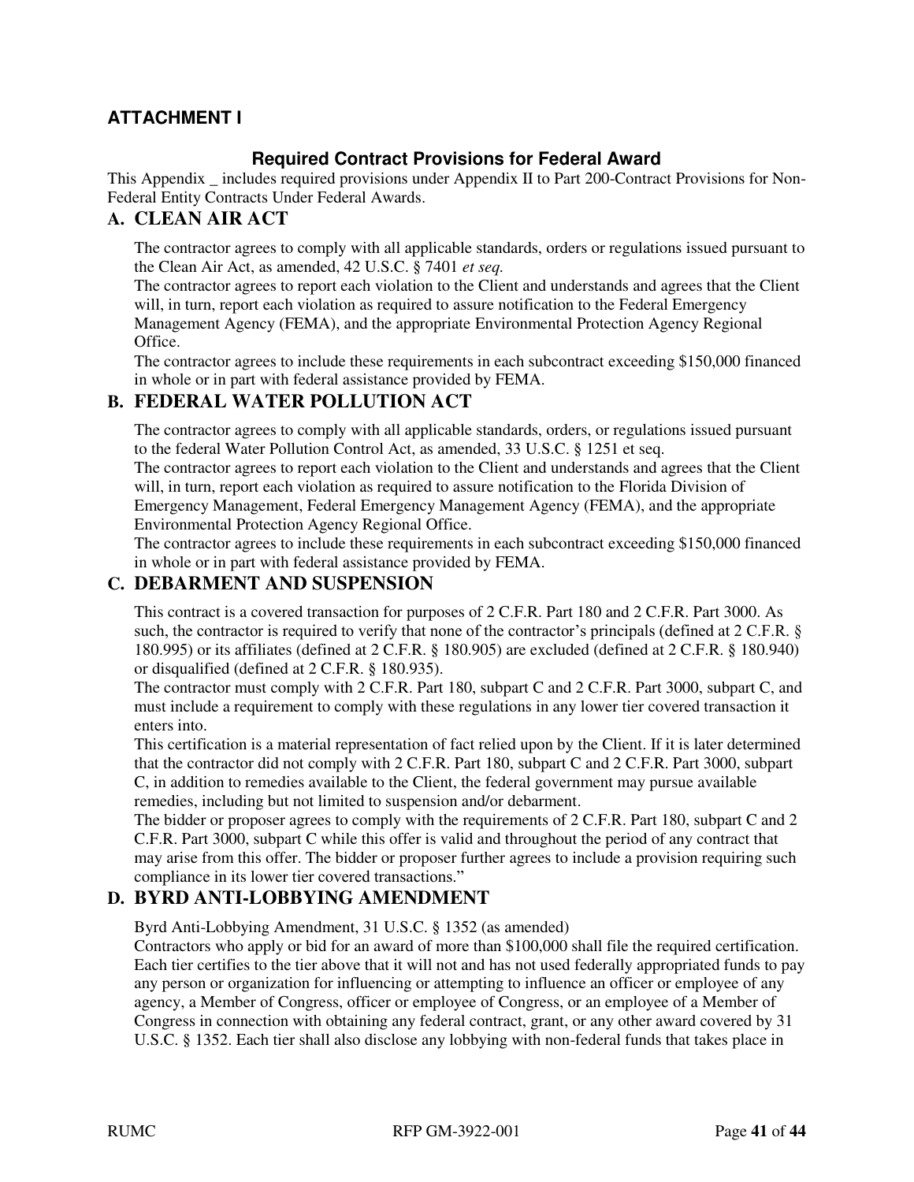## ATTACHMENT I

### Required Contract Provisions for Federal Award

This Appendix _ includes required provisions under Appendix II to Part 200-Contract Provisions for Non-Federal Entity Contracts Under Federal Awards.

### A. CLEAN AIR ACT

The contractor agrees to comply with all applicable standards, orders or regulations issued pursuant to the Clean Air Act, as amended, 42 U.S.C. § 7401 *et seq.*

The contractor agrees to report each violation to the Client and understands and agrees that the Client will, in turn, report each violation as required to assure notification to the Federal Emergency Management Agency (FEMA), and the appropriate Environmental Protection Agency Regional Office.

The contractor agrees to include these requirements in each subcontract exceeding $150,000 financed in whole or in part with federal assistance provided by FEMA.

### B. FEDERAL WATER POLLUTION ACT

The contractor agrees to comply with all applicable standards, orders, or regulations issued pursuant to the federal Water Pollution Control Act, as amended, 33 U.S.C. § 1251 et seq.

The contractor agrees to report each violation to the Client and understands and agrees that the Client will, in turn, report each violation as required to assure notification to the Florida Division of Emergency Management, Federal Emergency Management Agency (FEMA), and the appropriate Environmental Protection Agency Regional Office.

The contractor agrees to include these requirements in each subcontract exceeding $150,000 financed in whole or in part with federal assistance provided by FEMA.

### C. DEBARMENT AND SUSPENSION

This contract is a covered transaction for purposes of 2 C.F.R. Part 180 and 2 C.F.R. Part 3000. As such, the contractor is required to verify that none of the contractor's principals (defined at 2 C.F.R. § 180.995) or its affiliates (defined at 2 C.F.R. § 180.905) are excluded (defined at 2 C.F.R. § 180.940) or disqualified (defined at 2 C.F.R. § 180.935).

The contractor must comply with 2 C.F.R. Part 180, subpart C and 2 C.F.R. Part 3000, subpart C, and must include a requirement to comply with these regulations in any lower tier covered transaction it enters into.

This certification is a material representation of fact relied upon by the Client. If it is later determined that the contractor did not comply with 2 C.F.R. Part 180, subpart C and 2 C.F.R. Part 3000, subpart C, in addition to remedies available to the Client, the federal government may pursue available remedies, including but not limited to suspension and/or debarment.

The bidder or proposer agrees to comply with the requirements of 2 C.F.R. Part 180, subpart C and 2 C.F.R. Part 3000, subpart C while this offer is valid and throughout the period of any contract that may arise from this offer. The bidder or proposer further agrees to include a provision requiring such compliance in its lower tier covered transactions."

### D. BYRD ANTI-LOBBYING AMENDMENT

Byrd Anti-Lobbying Amendment, 31 U.S.C. § 1352 (as amended)

Contractors who apply or bid for an award of more than $100,000 shall file the required certification. Each tier certifies to the tier above that it will not and has not used federally appropriated funds to pay any person or organization for influencing or attempting to influence an officer or employee of any agency, a Member of Congress, officer or employee of Congress, or an employee of a Member of Congress in connection with obtaining any federal contract, grant, or any other award covered by 31 U.S.C. § 1352. Each tier shall also disclose any lobbying with non-federal funds that takes place in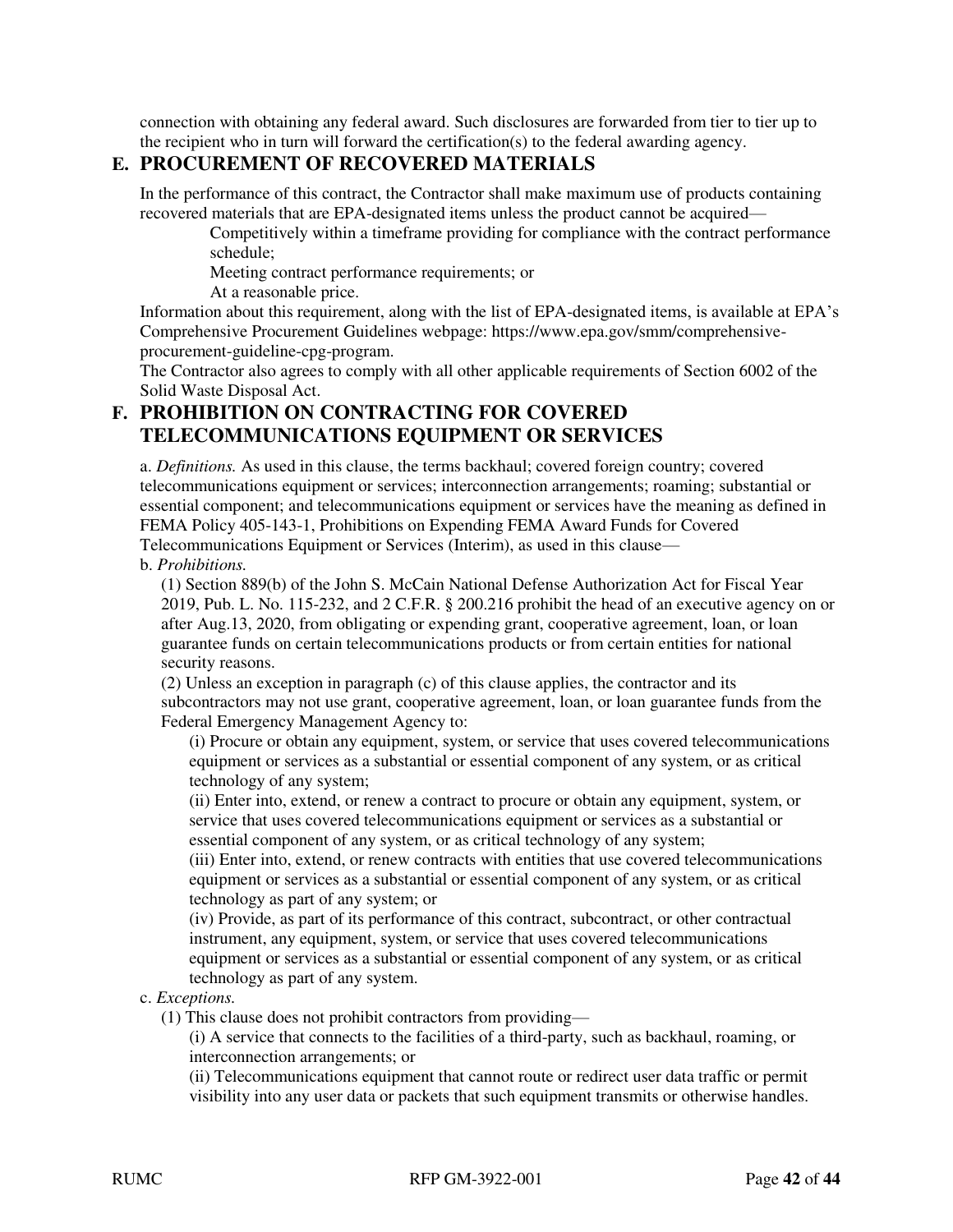connection with obtaining any federal award. Such disclosures are forwarded from tier to tier up to the recipient who in turn will forward the certification(s) to the federal awarding agency.

## E. PROCUREMENT OF RECOVERED MATERIALS

In the performance of this contract, the Contractor shall make maximum use of products containing recovered materials that are EPA-designated items unless the product cannot be acquired—

Competitively within a timeframe providing for compliance with the contract performance schedule;

Meeting contract performance requirements; or

At a reasonable price.

Information about this requirement, along with the list of EPA-designated items, is available at EPA's Comprehensive Procurement Guidelines webpage: https://www.epa.gov/smm/comprehensive-procurement-guideline-cpg-program.

The Contractor also agrees to comply with all other applicable requirements of Section 6002 of the Solid Waste Disposal Act.

## F. PROHIBITION ON CONTRACTING FOR COVERED TELECOMMUNICATIONS EQUIPMENT OR SERVICES

a. *Definitions.* As used in this clause, the terms backhaul; covered foreign country; covered telecommunications equipment or services; interconnection arrangements; roaming; substantial or essential component; and telecommunications equipment or services have the meaning as defined in FEMA Policy 405-143-1, Prohibitions on Expending FEMA Award Funds for Covered Telecommunications Equipment or Services (Interim), as used in this clause—

b. *Prohibitions.*

(1) Section 889(b) of the John S. McCain National Defense Authorization Act for Fiscal Year 2019, Pub. L. No. 115-232, and 2 C.F.R. § 200.216 prohibit the head of an executive agency on or after Aug.13, 2020, from obligating or expending grant, cooperative agreement, loan, or loan guarantee funds on certain telecommunications products or from certain entities for national security reasons.

(2) Unless an exception in paragraph (c) of this clause applies, the contractor and its subcontractors may not use grant, cooperative agreement, loan, or loan guarantee funds from the Federal Emergency Management Agency to:

(i) Procure or obtain any equipment, system, or service that uses covered telecommunications equipment or services as a substantial or essential component of any system, or as critical technology of any system;

(ii) Enter into, extend, or renew a contract to procure or obtain any equipment, system, or service that uses covered telecommunications equipment or services as a substantial or essential component of any system, or as critical technology of any system;

(iii) Enter into, extend, or renew contracts with entities that use covered telecommunications equipment or services as a substantial or essential component of any system, or as critical technology as part of any system; or

(iv) Provide, as part of its performance of this contract, subcontract, or other contractual instrument, any equipment, system, or service that uses covered telecommunications equipment or services as a substantial or essential component of any system, or as critical technology as part of any system.

c. *Exceptions.*

(1) This clause does not prohibit contractors from providing—

(i) A service that connects to the facilities of a third-party, such as backhaul, roaming, or interconnection arrangements; or

(ii) Telecommunications equipment that cannot route or redirect user data traffic or permit visibility into any user data or packets that such equipment transmits or otherwise handles.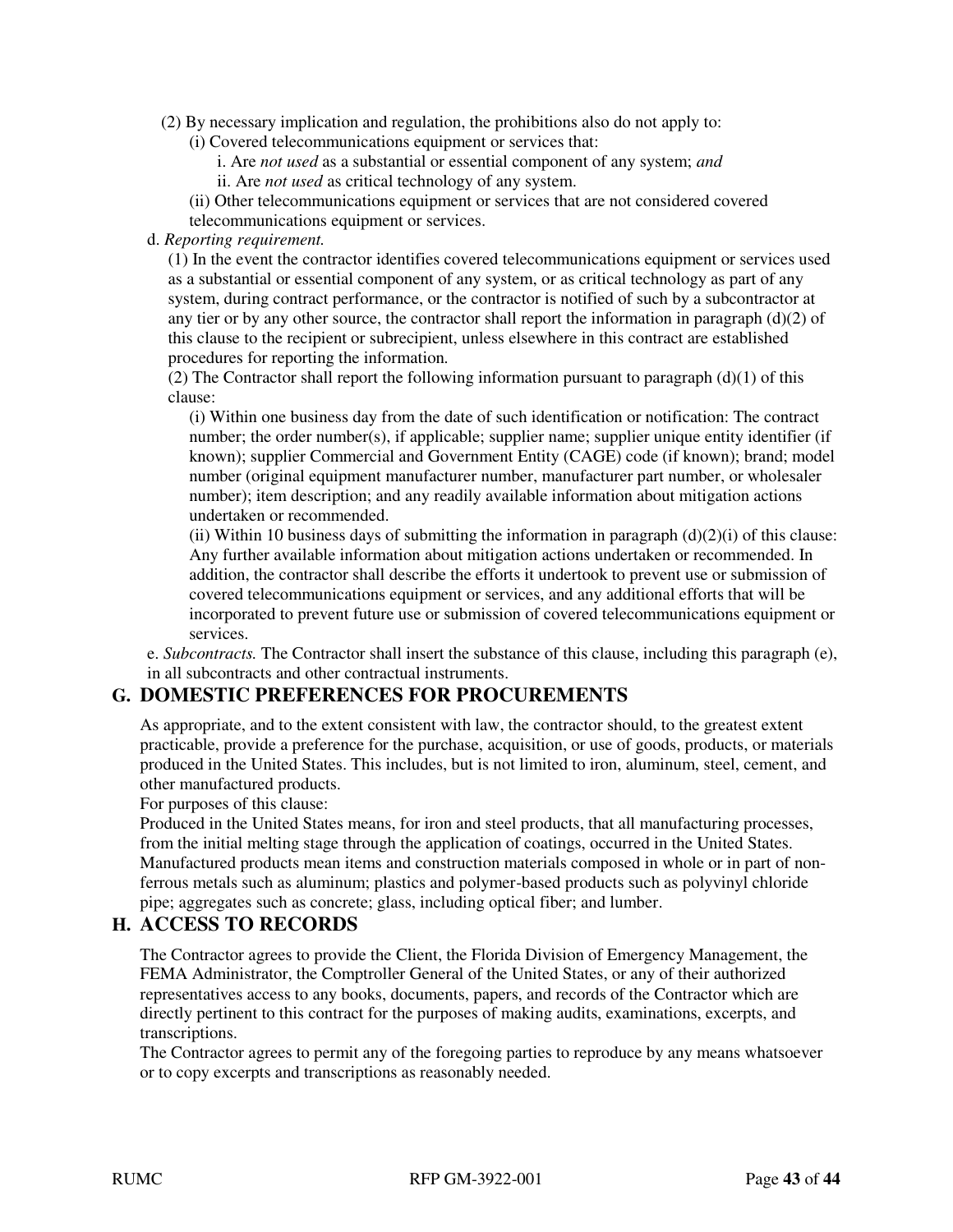(2) By necessary implication and regulation, the prohibitions also do not apply to:

(i) Covered telecommunications equipment or services that:

i. Are *not used* as a substantial or essential component of any system; *and*

ii. Are *not used* as critical technology of any system.

(ii) Other telecommunications equipment or services that are not considered covered telecommunications equipment or services.

d. *Reporting requirement.*

(1) In the event the contractor identifies covered telecommunications equipment or services used as a substantial or essential component of any system, or as critical technology as part of any system, during contract performance, or the contractor is notified of such by a subcontractor at any tier or by any other source, the contractor shall report the information in paragraph (d)(2) of this clause to the recipient or subrecipient, unless elsewhere in this contract are established procedures for reporting the information.

(2) The Contractor shall report the following information pursuant to paragraph (d)(1) of this clause:

(i) Within one business day from the date of such identification or notification: The contract number; the order number(s), if applicable; supplier name; supplier unique entity identifier (if known); supplier Commercial and Government Entity (CAGE) code (if known); brand; model number (original equipment manufacturer number, manufacturer part number, or wholesaler number); item description; and any readily available information about mitigation actions undertaken or recommended.

(ii) Within 10 business days of submitting the information in paragraph (d)(2)(i) of this clause: Any further available information about mitigation actions undertaken or recommended. In addition, the contractor shall describe the efforts it undertook to prevent use or submission of covered telecommunications equipment or services, and any additional efforts that will be incorporated to prevent future use or submission of covered telecommunications equipment or services.

e. *Subcontracts.* The Contractor shall insert the substance of this clause, including this paragraph (e), in all subcontracts and other contractual instruments.

## G. DOMESTIC PREFERENCES FOR PROCUREMENTS

As appropriate, and to the extent consistent with law, the contractor should, to the greatest extent practicable, provide a preference for the purchase, acquisition, or use of goods, products, or materials produced in the United States. This includes, but is not limited to iron, aluminum, steel, cement, and other manufactured products.

For purposes of this clause:

Produced in the United States means, for iron and steel products, that all manufacturing processes, from the initial melting stage through the application of coatings, occurred in the United States. Manufactured products mean items and construction materials composed in whole or in part of non-ferrous metals such as aluminum; plastics and polymer-based products such as polyvinyl chloride pipe; aggregates such as concrete; glass, including optical fiber; and lumber.

## H. ACCESS TO RECORDS

The Contractor agrees to provide the Client, the Florida Division of Emergency Management, the FEMA Administrator, the Comptroller General of the United States, or any of their authorized representatives access to any books, documents, papers, and records of the Contractor which are directly pertinent to this contract for the purposes of making audits, examinations, excerpts, and transcriptions.

The Contractor agrees to permit any of the foregoing parties to reproduce by any means whatsoever or to copy excerpts and transcriptions as reasonably needed.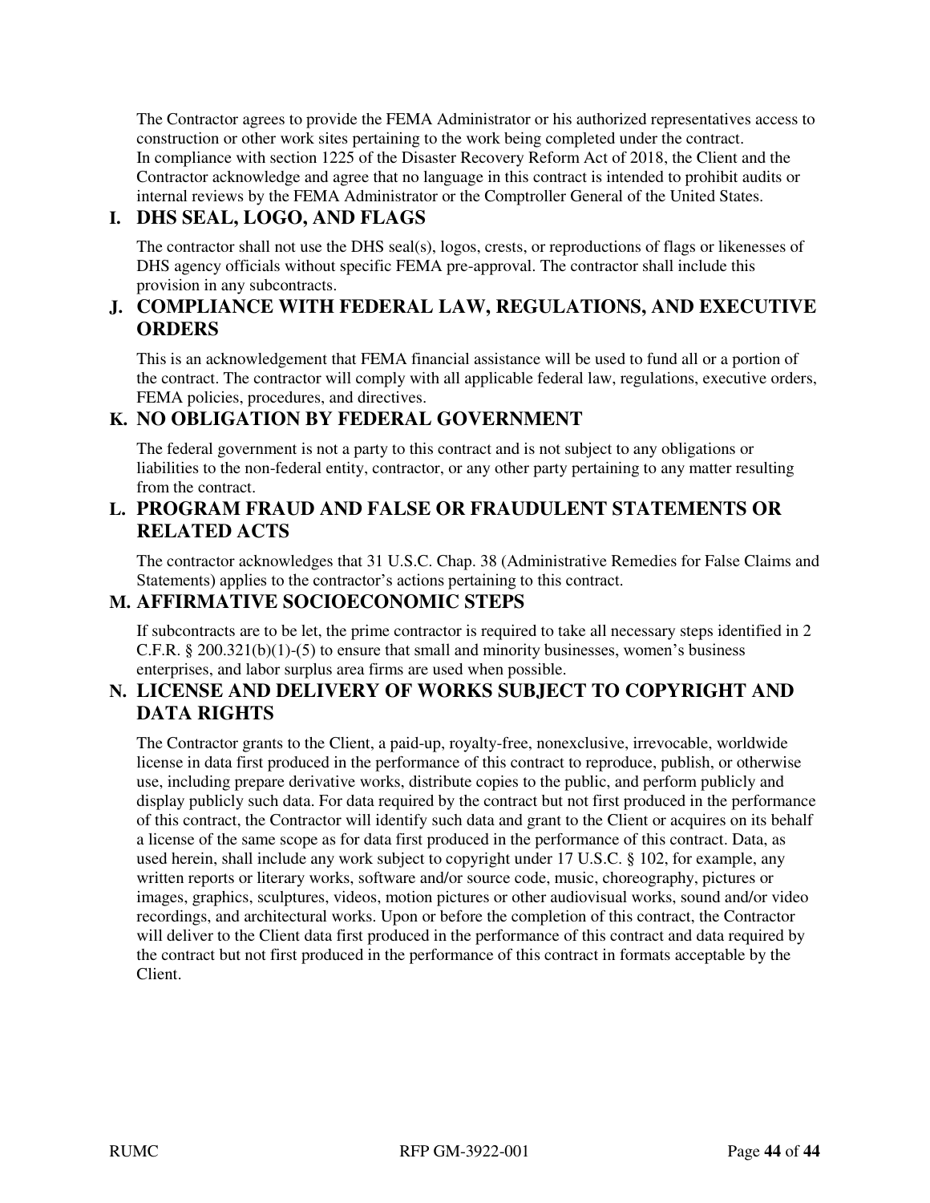The Contractor agrees to provide the FEMA Administrator or his authorized representatives access to construction or other work sites pertaining to the work being completed under the contract.
In compliance with section 1225 of the Disaster Recovery Reform Act of 2018, the Client and the Contractor acknowledge and agree that no language in this contract is intended to prohibit audits or internal reviews by the FEMA Administrator or the Comptroller General of the United States.

## I. DHS SEAL, LOGO, AND FLAGS

The contractor shall not use the DHS seal(s), logos, crests, or reproductions of flags or likenesses of DHS agency officials without specific FEMA pre-approval. The contractor shall include this provision in any subcontracts.

## J. COMPLIANCE WITH FEDERAL LAW, REGULATIONS, AND EXECUTIVE ORDERS

This is an acknowledgement that FEMA financial assistance will be used to fund all or a portion of the contract. The contractor will comply with all applicable federal law, regulations, executive orders, FEMA policies, procedures, and directives.

## K. NO OBLIGATION BY FEDERAL GOVERNMENT

The federal government is not a party to this contract and is not subject to any obligations or liabilities to the non-federal entity, contractor, or any other party pertaining to any matter resulting from the contract.

## L. PROGRAM FRAUD AND FALSE OR FRAUDULENT STATEMENTS OR RELATED ACTS

The contractor acknowledges that 31 U.S.C. Chap. 38 (Administrative Remedies for False Claims and Statements) applies to the contractor's actions pertaining to this contract.

## M. AFFIRMATIVE SOCIOECONOMIC STEPS

If subcontracts are to be let, the prime contractor is required to take all necessary steps identified in 2 C.F.R. § 200.321(b)(1)-(5) to ensure that small and minority businesses, women's business enterprises, and labor surplus area firms are used when possible.

## N. LICENSE AND DELIVERY OF WORKS SUBJECT TO COPYRIGHT AND DATA RIGHTS

The Contractor grants to the Client, a paid-up, royalty-free, nonexclusive, irrevocable, worldwide license in data first produced in the performance of this contract to reproduce, publish, or otherwise use, including prepare derivative works, distribute copies to the public, and perform publicly and display publicly such data. For data required by the contract but not first produced in the performance of this contract, the Contractor will identify such data and grant to the Client or acquires on its behalf a license of the same scope as for data first produced in the performance of this contract. Data, as used herein, shall include any work subject to copyright under 17 U.S.C. § 102, for example, any written reports or literary works, software and/or source code, music, choreography, pictures or images, graphics, sculptures, videos, motion pictures or other audiovisual works, sound and/or video recordings, and architectural works. Upon or before the completion of this contract, the Contractor will deliver to the Client data first produced in the performance of this contract and data required by the contract but not first produced in the performance of this contract in formats acceptable by the Client.